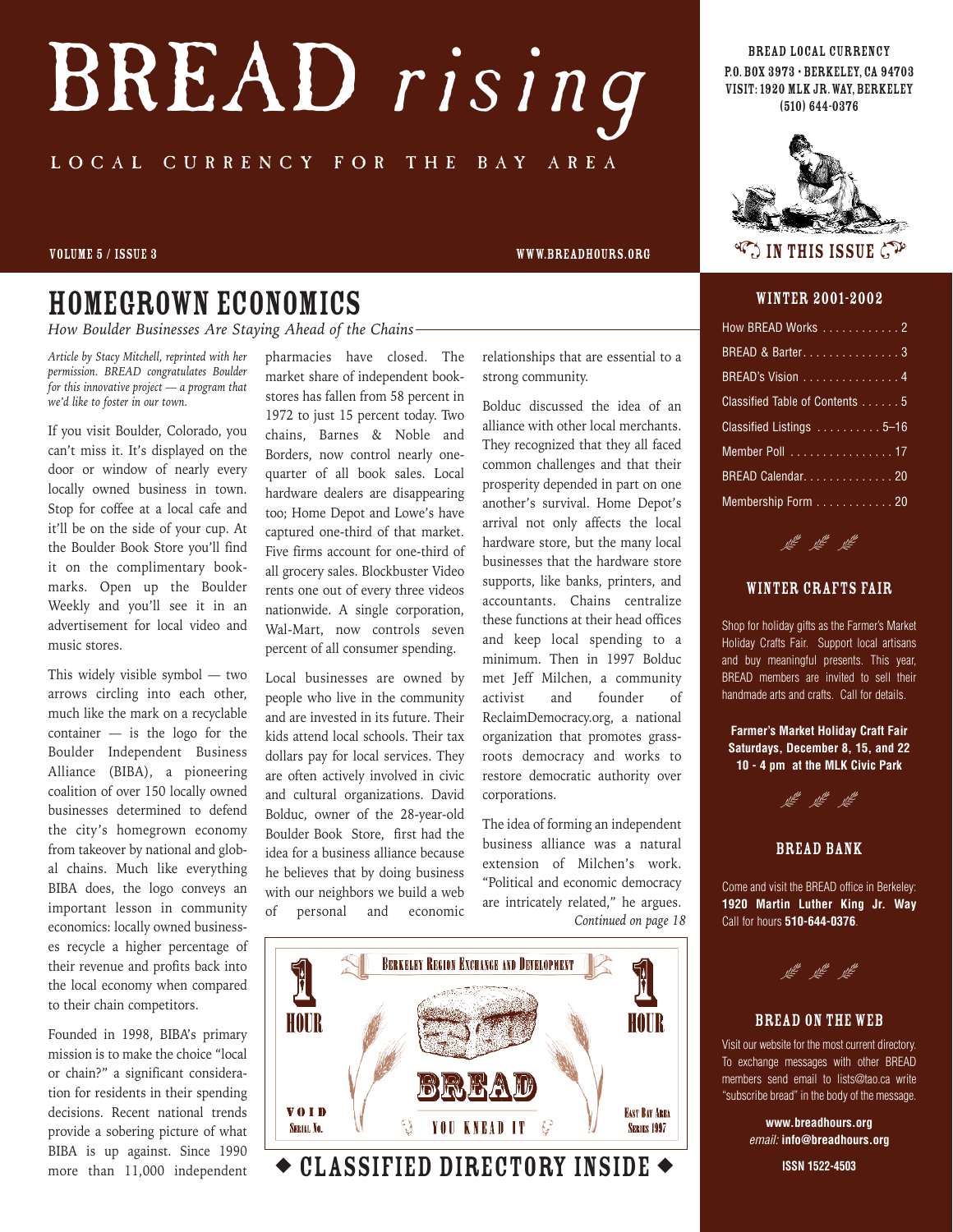# BREAD *rising*

LOCAL CURRENCY FOR THE BAY AREA

VOLUME 5 / ISSUE 3

WWW.BREADHOURS.ORG

BREAD LOCAL CURRENCY
P.O. BOX 3973 • BERKELEY, CA 94703
VISIT: 1920 MLK JR. WAY, BERKELEY
(510) 644-0376

## HOMEGROWN ECONOMICS

*How Boulder Businesses Are Staying Ahead of the Chains*

*Article by Stacy Mitchell, reprinted with her permission. BREAD congratulates Boulder for this innovative project — a program that we'd like to foster in our town.*

If you visit Boulder, Colorado, you can't miss it. It's displayed on the door or window of nearly every locally owned business in town. Stop for coffee at a local cafe and it'll be on the side of your cup. At the Boulder Book Store you'll find it on the complimentary bookmarks. Open up the Boulder Weekly and you'll see it in an advertisement for local video and music stores.

This widely visible symbol — two arrows circling into each other, much like the mark on a recyclable container — is the logo for the Boulder Independent Business Alliance (BIBA), a pioneering coalition of over 150 locally owned businesses determined to defend the city's homegrown economy from takeover by national and global chains. Much like everything BIBA does, the logo conveys an important lesson in community economics: locally owned businesses recycle a higher percentage of their revenue and profits back into the local economy when compared to their chain competitors.

Founded in 1998, BIBA's primary mission is to make the choice "local or chain?" a significant consideration for residents in their spending decisions. Recent national trends provide a sobering picture of what BIBA is up against. Since 1990 more than 11,000 independent pharmacies have closed. The market share of independent bookstores has fallen from 58 percent in 1972 to just 15 percent today. Two chains, Barnes & Noble and Borders, now control nearly one-quarter of all book sales. Local hardware dealers are disappearing too; Home Depot and Lowe's have captured one-third of that market. Five firms account for one-third of all grocery sales. Blockbuster Video rents one out of every three videos nationwide. A single corporation, Wal-Mart, now controls seven percent of all consumer spending.

Local businesses are owned by people who live in the community and are invested in its future. Their kids attend local schools. Their tax dollars pay for local services. They are often actively involved in civic and cultural organizations. David Bolduc, owner of the 28-year-old Boulder Book Store, first had the idea for a business alliance because he believes that by doing business with our neighbors we build a web of personal and economic relationships that are essential to a strong community.

Bolduc discussed the idea of an alliance with other local merchants. They recognized that they all faced common challenges and that their prosperity depended in part on one another's survival. Home Depot's arrival not only affects the local hardware store, but the many local businesses that the hardware store supports, like banks, printers, and accountants. Chains centralize these functions at their head offices and keep local spending to a minimum. Then in 1997 Bolduc met Jeff Milchen, a community activist and founder of ReclaimDemocracy.org, a national organization that promotes grassroots democracy and works to restore democratic authority over corporations.

The idea of forming an independent business alliance was a natural extension of Milchen's work. "Political and economic democracy are intricately related," he argues.

*Continued on page 18*

BERKELEY REGION EXCHANGE AND DEVELOPMENT — 1 HOUR — BREAD — YOU KNEAD IT — VOID — SERIAL NO. — EAST BAY AREA SERIES 1997

◆ CLASSIFIED DIRECTORY INSIDE ◆

### IN THIS ISSUE

#### WINTER 2001-2002

- How BREAD Works . . . . . . . . . . . . 2
- BREAD & Barter . . . . . . . . . . . . . . . 3
- BREAD's Vision . . . . . . . . . . . . . . . 4
- Classified Table of Contents . . . . . . 5
- Classified Listings . . . . . . . . . . 5–16
- Member Poll . . . . . . . . . . . . . . . . 17
- BREAD Calendar. . . . . . . . . . . . . . 20
- Membership Form . . . . . . . . . . . . 20

### WINTER CRAFTS FAIR

Shop for holiday gifts as the Farmer's Market Holiday Crafts Fair. Support local artisans and buy meaningful presents. This year, BREAD members are invited to sell their handmade arts and crafts. Call for details.

**Farmer's Market Holiday Craft Fair**
**Saturdays, December 8, 15, and 22**
**10 - 4 pm at the MLK Civic Park**

### BREAD BANK

Come and visit the BREAD office in Berkeley: **1920 Martin Luther King Jr. Way**
Call for hours **510-644-0376**.

### BREAD ON THE WEB

Visit our website for the most current directory. To exchange messages with other BREAD members send email to lists@tao.ca write "subscribe bread" in the body of the message.

**www.breadhours.org**
*email:* **info@breadhours.org**

**ISSN 1522-4503**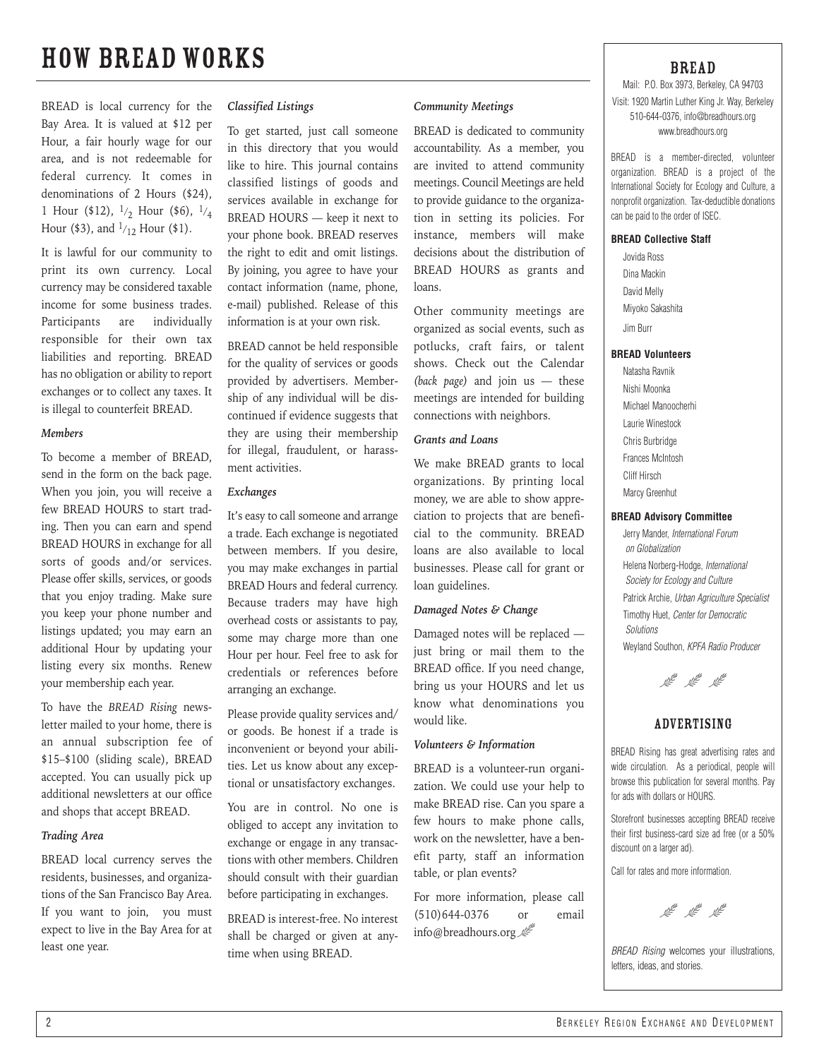# HOW BREAD WORKS

BREAD is local currency for the Bay Area. It is valued at $12 per Hour, a fair hourly wage for our area, and is not redeemable for federal currency. It comes in denominations of 2 Hours ($24), 1 Hour ($12), $^1/_2$ Hour ($6), $^1/_4$ Hour ($3), and $^1/_{12}$ Hour ($1).

It is lawful for our community to print its own currency. Local currency may be considered taxable income for some business trades. Participants are individually responsible for their own tax liabilities and reporting. BREAD has no obligation or ability to report exchanges or to collect any taxes. It is illegal to counterfeit BREAD.

### *Members*

To become a member of BREAD, send in the form on the back page. When you join, you will receive a few BREAD HOURS to start trading. Then you can earn and spend BREAD HOURS in exchange for all sorts of goods and/or services. Please offer skills, services, or goods that you enjoy trading. Make sure you keep your phone number and listings updated; you may earn an additional Hour by updating your listing every six months. Renew your membership each year.

To have the *BREAD Rising* newsletter mailed to your home, there is an annual subscription fee of $15–$100 (sliding scale), BREAD accepted. You can usually pick up additional newsletters at our office and shops that accept BREAD.

### *Trading Area*

BREAD local currency serves the residents, businesses, and organizations of the San Francisco Bay Area. If you want to join, you must expect to live in the Bay Area for at least one year.

### *Classified Listings*

To get started, just call someone in this directory that you would like to hire. This journal contains classified listings of goods and services available in exchange for BREAD HOURS — keep it next to your phone book. BREAD reserves the right to edit and omit listings. By joining, you agree to have your contact information (name, phone, e-mail) published. Release of this information is at your own risk.

BREAD cannot be held responsible for the quality of services or goods provided by advertisers. Membership of any individual will be discontinued if evidence suggests that they are using their membership for illegal, fraudulent, or harassment activities.

### *Exchanges*

It's easy to call someone and arrange a trade. Each exchange is negotiated between members. If you desire, you may make exchanges in partial BREAD Hours and federal currency. Because traders may have high overhead costs or assistants to pay, some may charge more than one Hour per hour. Feel free to ask for credentials or references before arranging an exchange.

Please provide quality services and/or goods. Be honest if a trade is inconvenient or beyond your abilities. Let us know about any exceptional or unsatisfactory exchanges.

You are in control. No one is obliged to accept any invitation to exchange or engage in any transactions with other members. Children should consult with their guardian before participating in exchanges.

BREAD is interest-free. No interest shall be charged or given at anytime when using BREAD.

### *Community Meetings*

BREAD is dedicated to community accountability. As a member, you are invited to attend community meetings. Council Meetings are held to provide guidance to the organization in setting its policies. For instance, members will make decisions about the distribution of BREAD HOURS as grants and loans.

Other community meetings are organized as social events, such as potlucks, craft fairs, or talent shows. Check out the Calendar *(back page)* and join us — these meetings are intended for building connections with neighbors.

### *Grants and Loans*

We make BREAD grants to local organizations. By printing local money, we are able to show appreciation to projects that are beneficial to the community. BREAD loans are also available to local businesses. Please call for grant or loan guidelines.

### *Damaged Notes & Change*

Damaged notes will be replaced — just bring or mail them to the BREAD office. If you need change, bring us your HOURS and let us know what denominations you would like.

### *Volunteers & Information*

BREAD is a volunteer-run organization. We could use your help to make BREAD rise. Can you spare a few hours to make phone calls, work on the newsletter, have a benefit party, staff an information table, or plan events?

For more information, please call (510)644-0376 or email info@breadhours.org

## BREAD

Mail: P.O. Box 3973, Berkeley, CA 94703
Visit: 1920 Martin Luther King Jr. Way, Berkeley
510-644-0376, info@breadhours.org
www.breadhours.org

BREAD is a member-directed, volunteer organization. BREAD is a project of the International Society for Ecology and Culture, a nonprofit organization. Tax-deductible donations can be paid to the order of ISEC.

**BREAD Collective Staff**

Jovida Ross
Dina Mackin
David Melly
Miyoko Sakashita
Jim Burr

**BREAD Volunteers**

Natasha Ravnik
Nishi Moonka
Michael Manoocherhi
Laurie Winestock
Chris Burbridge
Frances McIntosh
Cliff Hirsch
Marcy Greenhut

**BREAD Advisory Committee**

Jerry Mander, *International Forum on Globalization*
Helena Norberg-Hodge, *International Society for Ecology and Culture*
Patrick Archie, *Urban Agriculture Specialist*
Timothy Huet, *Center for Democratic Solutions*
Weyland Southon, *KPFA Radio Producer*

## ADVERTISING

BREAD Rising has great advertising rates and wide circulation. As a periodical, people will browse this publication for several months. Pay for ads with dollars or HOURS.

Storefront businesses accepting BREAD receive their first business-card size ad free (or a 50% discount on a larger ad).

Call for rates and more information.

*BREAD Rising* welcomes your illustrations, letters, ideas, and stories.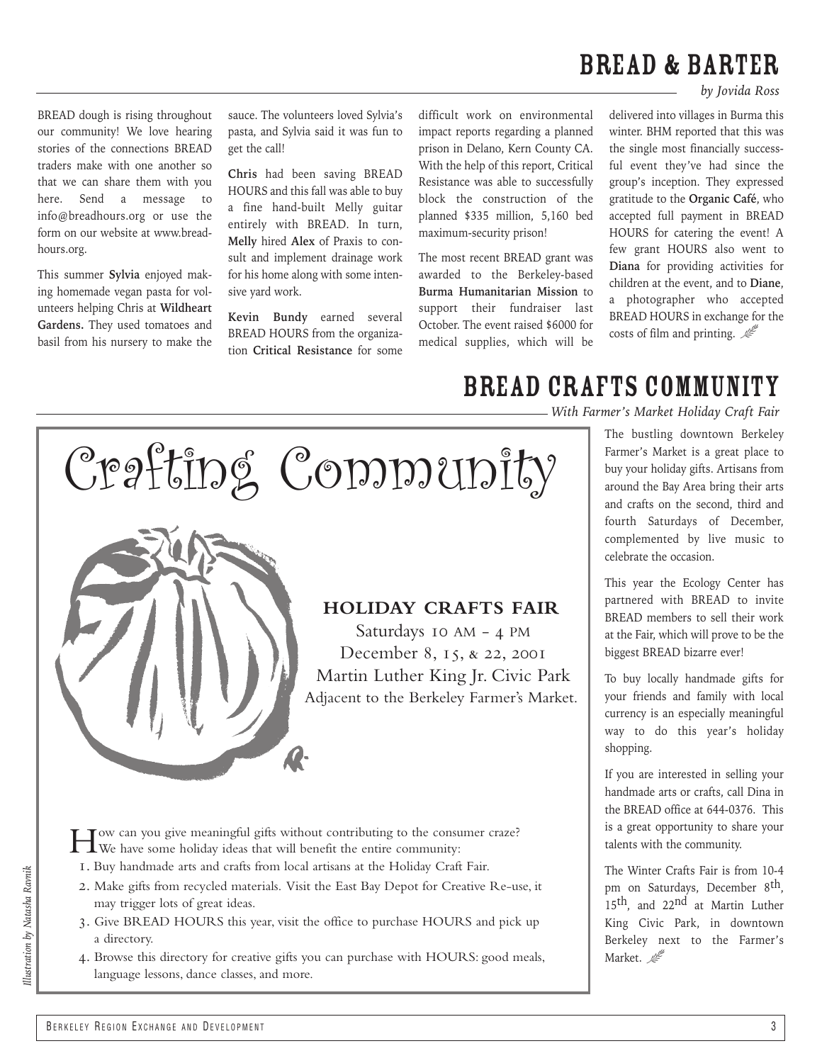# BREAD & BARTER

*by Jovida Ross*

BREAD dough is rising throughout our community! We love hearing stories of the connections BREAD traders make with one another so that we can share them with you here. Send a message to info@breadhours.org or use the form on our website at www.breadhours.org.

This summer **Sylvia** enjoyed making homemade vegan pasta for volunteers helping Chris at **Wildheart Gardens.** They used tomatoes and basil from his nursery to make the sauce. The volunteers loved Sylvia's pasta, and Sylvia said it was fun to get the call!

**Chris** had been saving BREAD HOURS and this fall was able to buy a fine hand-built Melly guitar entirely with BREAD. In turn, **Melly** hired **Alex** of Praxis to consult and implement drainage work for his home along with some intensive yard work.

**Kevin Bundy** earned several BREAD HOURS from the organization **Critical Resistance** for some difficult work on environmental impact reports regarding a planned prison in Delano, Kern County CA. With the help of this report, Critical Resistance was able to successfully block the construction of the planned $335 million, 5,160 bed maximum-security prison!

The most recent BREAD grant was awarded to the Berkeley-based **Burma Humanitarian Mission** to support their fundraiser last October. The event raised $6000 for medical supplies, which will be delivered into villages in Burma this winter. BHM reported that this was the single most financially successful event they've had since the group's inception. They expressed gratitude to the **Organic Café**, who accepted full payment in BREAD HOURS for catering the event! A few grant HOURS also went to **Diana** for providing activities for children at the event, and to **Diane**, a photographer who accepted BREAD HOURS in exchange for the costs of film and printing.

# BREAD CRAFTS COMMUNITY

*With Farmer's Market Holiday Craft Fair*

## Crafting Community

### HOLIDAY CRAFTS FAIR

Saturdays 10 AM – 4 PM
December 8, 15, & 22, 2001
Martin Luther King Jr. Civic Park
Adjacent to the Berkeley Farmer's Market.

How can you give meaningful gifts without contributing to the consumer craze? We have some holiday ideas that will benefit the entire community:

1. Buy handmade arts and crafts from local artisans at the Holiday Craft Fair.
2. Make gifts from recycled materials. Visit the East Bay Depot for Creative Re-use, it may trigger lots of great ideas.
3. Give BREAD HOURS this year, visit the office to purchase HOURS and pick up a directory.
4. Browse this directory for creative gifts you can purchase with HOURS: good meals, language lessons, dance classes, and more.

*Illustration by Natasha Ravnik*

The bustling downtown Berkeley Farmer's Market is a great place to buy your holiday gifts. Artisans from around the Bay Area bring their arts and crafts on the second, third and fourth Saturdays of December, complemented by live music to celebrate the occasion.

This year the Ecology Center has partnered with BREAD to invite BREAD members to sell their work at the Fair, which will prove to be the biggest BREAD bizarre ever!

To buy locally handmade gifts for your friends and family with local currency is an especially meaningful way to do this year's holiday shopping.

If you are interested in selling your handmade arts or crafts, call Dina in the BREAD office at 644-0376. This is a great opportunity to share your talents with the community.

The Winter Crafts Fair is from 10-4 pm on Saturdays, December 8th, 15th, and 22nd at Martin Luther King Civic Park, in downtown Berkeley next to the Farmer's Market.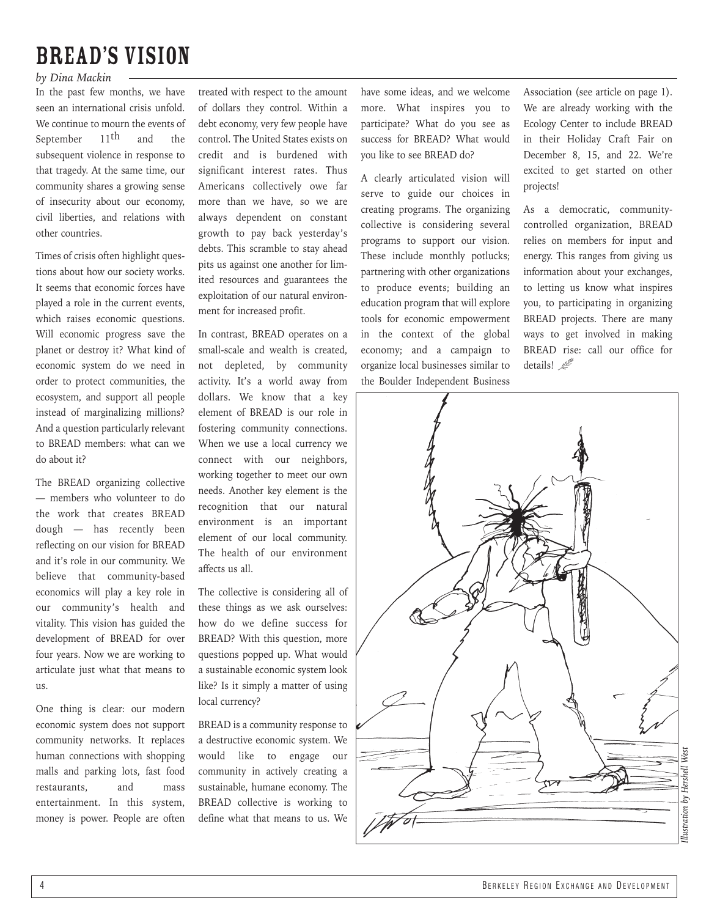# BREAD'S VISION

*by Dina Mackin*

In the past few months, we have seen an international crisis unfold. We continue to mourn the events of September 11th and the subsequent violence in response to that tragedy. At the same time, our community shares a growing sense of insecurity about our economy, civil liberties, and relations with other countries.

Times of crisis often highlight questions about how our society works. It seems that economic forces have played a role in the current events, which raises economic questions. Will economic progress save the planet or destroy it? What kind of economic system do we need in order to protect communities, the ecosystem, and support all people instead of marginalizing millions? And a question particularly relevant to BREAD members: what can we do about it?

The BREAD organizing collective — members who volunteer to do the work that creates BREAD dough — has recently been reflecting on our vision for BREAD and it's role in our community. We believe that community-based economics will play a key role in our community's health and vitality. This vision has guided the development of BREAD for over four years. Now we are working to articulate just what that means to us.

One thing is clear: our modern economic system does not support community networks. It replaces human connections with shopping malls and parking lots, fast food restaurants, and mass entertainment. In this system, money is power. People are often treated with respect to the amount of dollars they control. Within a debt economy, very few people have control. The United States exists on credit and is burdened with significant interest rates. Thus Americans collectively owe far more than we have, so we are always dependent on constant growth to pay back yesterday's debts. This scramble to stay ahead pits us against one another for limited resources and guarantees the exploitation of our natural environment for increased profit.

In contrast, BREAD operates on a small-scale and wealth is created, not depleted, by community activity. It's a world away from dollars. We know that a key element of BREAD is our role in fostering community connections. When we use a local currency we connect with our neighbors, working together to meet our own needs. Another key element is the recognition that our natural environment is an important element of our local community. The health of our environment affects us all.

The collective is considering all of these things as we ask ourselves: how do we define success for BREAD? With this question, more questions popped up. What would a sustainable economic system look like? Is it simply a matter of using local currency?

BREAD is a community response to a destructive economic system. We would like to engage our community in actively creating a sustainable, humane economy. The BREAD collective is working to define what that means to us. We have some ideas, and we welcome more. What inspires you to participate? What do you see as success for BREAD? What would you like to see BREAD do?

A clearly articulated vision will serve to guide our choices in creating programs. The organizing collective is considering several programs to support our vision. These include monthly potlucks; partnering with other organizations to produce events; building an education program that will explore tools for economic empowerment in the context of the global economy; and a campaign to organize local businesses similar to the Boulder Independent Business Association (see article on page 1). We are already working with the Ecology Center to include BREAD in their Holiday Craft Fair on December 8, 15, and 22. We're excited to get started on other projects!

As a democratic, community-controlled organization, BREAD relies on members for input and energy. This ranges from giving us information about your exchanges, to letting us know what inspires you, to participating in organizing BREAD projects. There are many ways to get involved in making BREAD rise: call our office for details!

*Illustration by Hershell West*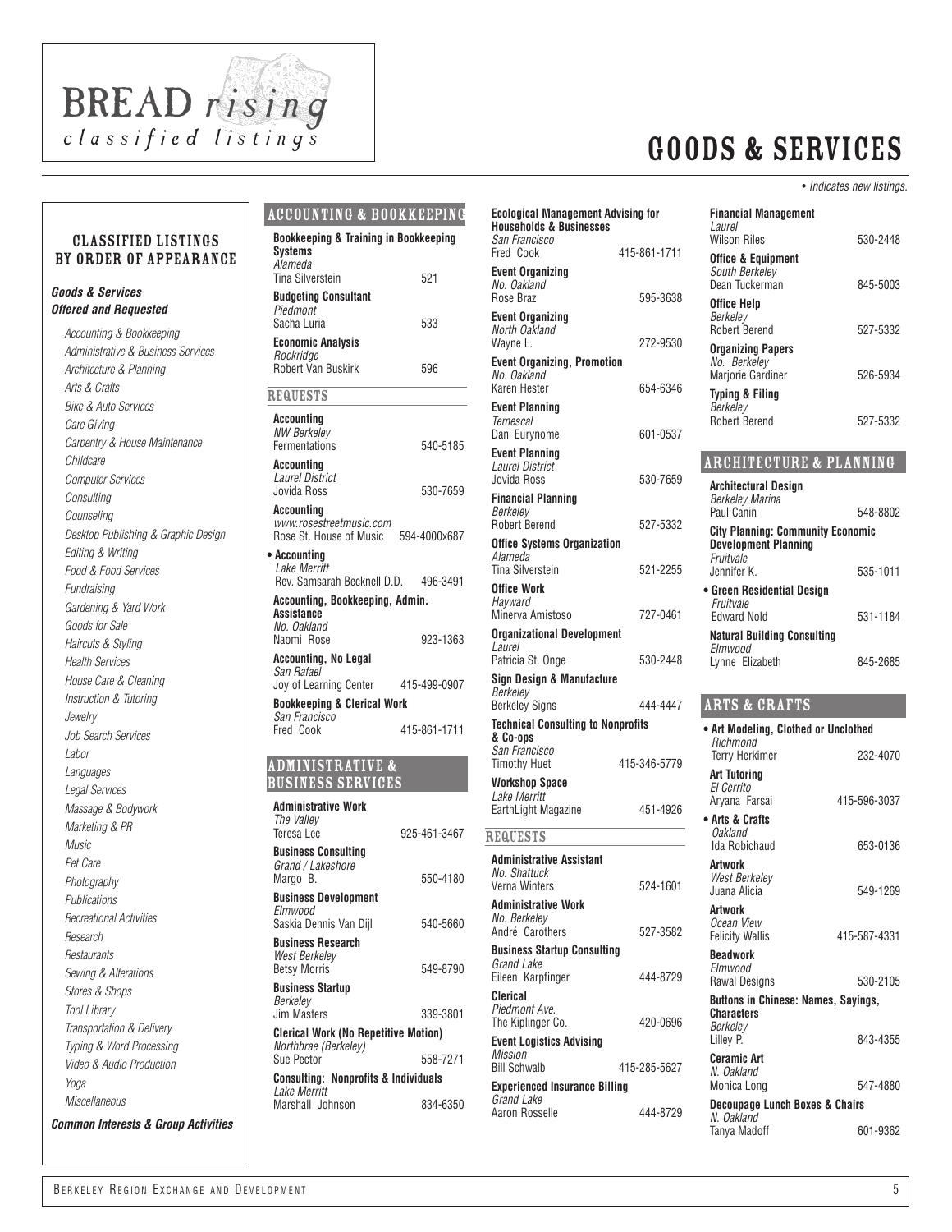# BREAD *rising*
*classified listings*

# GOODS & SERVICES

*• Indicates new listings.*

## CLASSIFIED LISTINGS BY ORDER OF APPEARANCE

***Goods & Services Offered and Requested***

- *Accounting & Bookkeeping*
- *Administrative & Business Services*
- *Architecture & Planning*
- *Arts & Crafts*
- *Bike & Auto Services*
- *Care Giving*
- *Carpentry & House Maintenance*
- *Childcare*
- *Computer Services*
- *Consulting*
- *Counseling*
- *Desktop Publishing & Graphic Design*
- *Editing & Writing*
- *Food & Food Services*
- *Fundraising*
- *Gardening & Yard Work*
- *Goods for Sale*
- *Haircuts & Styling*
- *Health Services*
- *House Care & Cleaning*
- *Instruction & Tutoring*
- *Jewelry*
- *Job Search Services*
- *Labor*
- *Languages*
- *Legal Services*
- *Massage & Bodywork*
- *Marketing & PR*
- *Music*
- *Pet Care*
- *Photography*
- *Publications*
- *Recreational Activities*
- *Research*
- *Restaurants*
- *Sewing & Alterations*
- *Stores & Shops*
- *Tool Library*
- *Transportation & Delivery*
- *Typing & Word Processing*
- *Video & Audio Production*
- *Yoga*
- *Miscellaneous*

***Common Interests & Group Activities***

## ACCOUNTING & BOOKKEEPING

**Bookkeeping & Training in Bookkeeping Systems**
*Alameda*
Tina Silverstein — 521

**Budgeting Consultant**
*Piedmont*
Sacha Luria — 533

**Economic Analysis**
*Rockridge*
Robert Van Buskirk — 596

### REQUESTS

**Accounting**
*NW Berkeley*
Fermentations — 540-5185

**Accounting**
*Laurel District*
Jovida Ross — 530-7659

**Accounting**
*www.rosestreetmusic.com*
Rose St. House of Music — 594-4000x687

**• Accounting**
*Lake Merritt*
Rev. Samsarah Becknell D.D. — 496-3491

**Accounting, Bookkeeping, Admin. Assistance**
*No. Oakland*
Naomi Rose — 923-1363

**Accounting, No Legal**
*San Rafael*
Joy of Learning Center — 415-499-0907

**Bookkeeping & Clerical Work**
*San Francisco*
Fred Cook — 415-861-1711

## ADMINISTRATIVE & BUSINESS SERVICES

**Administrative Work**
*The Valley*
Teresa Lee — 925-461-3467

**Business Consulting**
*Grand / Lakeshore*
Margo B. — 550-4180

**Business Development**
*Elmwood*
Saskia Dennis Van Dijl — 540-5660

**Business Research**
*West Berkeley*
Betsy Morris — 549-8790

**Business Startup**
*Berkeley*
Jim Masters — 339-3801

**Clerical Work (No Repetitive Motion)**
*Northbrae (Berkeley)*
Sue Pector — 558-7271

**Consulting: Nonprofits & Individuals**
*Lake Merritt*
Marshall Johnson — 834-6350

**Ecological Management Advising for Households & Businesses**
*San Francisco*
Fred Cook — 415-861-1711

**Event Organizing**
*No. Oakland*
Rose Braz — 595-3638

**Event Organizing**
*North Oakland*
Wayne L. — 272-9530

**Event Organizing, Promotion**
*No. Oakland*
Karen Hester — 654-6346

**Event Planning**
*Temescal*
Dani Eurynome — 601-0537

**Event Planning**
*Laurel District*
Jovida Ross — 530-7659

**Financial Planning**
*Berkeley*
Robert Berend — 527-5332

**Office Systems Organization**
*Alameda*
Tina Silverstein — 521-2255

**Office Work**
*Hayward*
Minerva Amistoso — 727-0461

**Organizational Development**
*Laurel*
Patricia St. Onge — 530-2448

**Sign Design & Manufacture**
*Berkeley*
Berkeley Signs — 444-4447

**Technical Consulting to Nonprofits & Co-ops**
*San Francisco*
Timothy Huet — 415-346-5779

**Workshop Space**
*Lake Merritt*
EarthLight Magazine — 451-4926

### REQUESTS

**Administrative Assistant**
*No. Shattuck*
Verna Winters — 524-1601

**Administrative Work**
*No. Berkeley*
André Carothers — 527-3582

**Business Startup Consulting**
*Grand Lake*
Eileen Karpfinger — 444-8729

**Clerical**
*Piedmont Ave.*
The Kiplinger Co. — 420-0696

**Event Logistics Advising**
*Mission*
Bill Schwalb — 415-285-5627

**Experienced Insurance Billing**
*Grand Lake*
Aaron Rosselle — 444-8729

**Financial Management**
*Laurel*
Wilson Riles — 530-2448

**Office & Equipment**
*South Berkeley*
Dean Tuckerman — 845-5003

**Office Help**
*Berkeley*
Robert Berend — 527-5332

**Organizing Papers**
*No. Berkeley*
Marjorie Gardiner — 526-5934

**Typing & Filing**
*Berkeley*
Robert Berend — 527-5332

## ARCHITECTURE & PLANNING

**Architectural Design**
*Berkeley Marina*
Paul Canin — 548-8802

**City Planning: Community Economic Development Planning**
*Fruitvale*
Jennifer K. — 535-1011

**• Green Residential Design**
*Fruitvale*
Edward Nold — 531-1184

**Natural Building Consulting**
*Elmwood*
Lynne Elizabeth — 845-2685

## ARTS & CRAFTS

**• Art Modeling, Clothed or Unclothed**
*Richmond*
Terry Herkimer — 232-4070

**Art Tutoring**
*El Cerrito*
Aryana Farsai — 415-596-3037

**• Arts & Crafts**
*Oakland*
Ida Robichaud — 653-0136

**Artwork**
*West Berkeley*
Juana Alicia — 549-1269

**Artwork**
*Ocean View*
Felicity Wallis — 415-587-4331

**Beadwork**
*Elmwood*
Rawal Designs — 530-2105

**Buttons in Chinese: Names, Sayings, Characters**
*Berkeley*
Lilley P. — 843-4355

**Ceramic Art**
*N. Oakland*
Monica Long — 547-4880

**Decoupage Lunch Boxes & Chairs**
*N. Oakland*
Tanya Madoff — 601-9362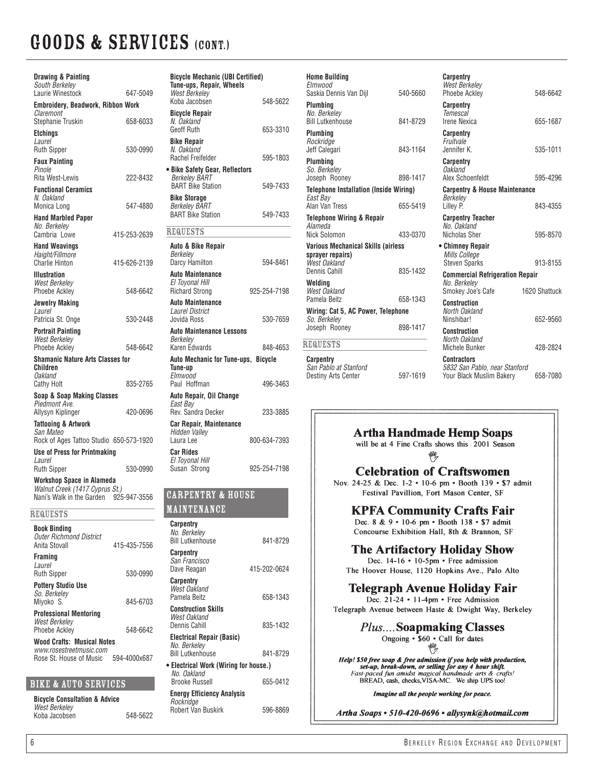# GOODS & SERVICES (CONT.)

**Drawing & Painting**
*South Berkeley*
Laurie Winestock 647-5049

**Embroidery, Beadwork, Ribbon Work**
*Claremont*
Stephanie Truskin 658-6033

**Etchings**
*Laurel*
Ruth Sipper 530-0990

**Faux Painting**
*Pinole*
Rita West-Lewis 222-8432

**Functional Ceramics**
*N. Oakland*
Monica Long 547-4880

**Hand Marbled Paper**
*No. Berkeley*
Cambria Lowe 415-253-2639

**Hand Weavings**
*Haight/Fillmore*
Charlie Hinton 415-626-2139

**Illustration**
*West Berkeley*
Phoebe Ackley 548-6642

**Jewelry Making**
*Laurel*
Patricia St. Onge 530-2448

**Portrait Painting**
*West Berkeley*
Phoebe Ackley 548-6642

**Shamanic Nature Arts Classes for Children**
*Oakland*
Cathy Holt 835-2765

**Soap & Soap Making Classes**
*Piedmont Ave.*
Allysyn Kiplinger 420-0696

**Tattooing & Artwork**
*San Mateo*
Rock of Ages Tattoo Studio 650-573-1920

**Use of Press for Printmaking**
*Laurel*
Ruth Sipper 530-0990

**Workshop Space in Alameda**
*Walnut Creek (1417 Cyprus St.)*
Nani's Walk in the Garden 925-947-3556

## REQUESTS

**Book Binding**
*Outer Richmond District*
Anita Stovall 415-435-7556

**Framing**
*Laurel*
Ruth Sipper 530-0990

**Pottery Studio Use**
*So. Berkeley*
Miyoko S. 845-6703

**Professional Mentoring**
*West Berkeley*
Phoebe Ackley 548-6642

**Wood Crafts: Musical Notes**
*www.rosestreetmusic.com*
Rose St. House of Music 594-4000x687

## BIKE & AUTO SERVICES

**Bicycle Consultation & Advice**
*West Berkeley*
Koba Jacobsen 548-5622

**Bicycle Mechanic (UBI Certified) Tune-ups, Repair, Wheels**
*West Berkeley*
Koba Jacobsen 548-5622

**Bicycle Repair**
*N. Oakland*
Geoff Ruth 653-3310

**Bike Repair**
*N. Oakland*
Rachel Freifelder 595-1803

• **Bike Safety Gear, Reflectors**
*Berkeley BART*
BART Bike Station 549-7433

**Bike Storage**
*Berkeley BART*
BART Bike Station 549-7433

## REQUESTS

**Auto & Bike Repair**
*Berkeley*
Darcy Hamilton 594-8461

**Auto Maintenance**
*El Toyonal Hill*
Richard Strong 925-254-7198

**Auto Maintenance**
*Laurel District*
Jovida Ross 530-7659

**Auto Maintenance Lessons**
*Berkeley*
Karen Edwards 848-4653

**Auto Mechanic for Tune-ups, Bicycle Tune-up**
*Elmwood*
Paul Hoffman 496-3463

**Auto Repair, Oil Change**
*East Bay*
Rev. Sandra Decker 233-3885

**Car Repair, Maintenance**
*Hidden Valley*
Laura Lee 800-634-7393

**Car Rides**
*El Toyonal Hill*
Susan Strong 925-254-7198

## CARPENTRY & HOUSE MAINTENANCE

**Carpentry**
*No. Berkeley*
Bill Lutkenhouse 841-8729

**Carpentry**
*San Francisco*
Dave Reagan 415-202-0624

**Carpentry**
*West Oakland*
Pamela Beitz 658-1343

**Construction Skills**
*West Oakland*
Dennis Cahill 835-1432

**Electrical Repair (Basic)**
*No. Berkeley*
Bill Lutkenhouse 841-8729

• **Electrical Work (Wiring for house.)**
*No. Oakland*
Brooke Russell 655-0412

**Energy Efficiency Analysis**
*Rockridge*
Robert Van Buskirk 596-8869

**Home Building**
*Elmwood*
Saskia Dennis Van Dijl 540-5660

**Plumbing**
*No. Berkeley*
Bill Lutkenhouse 841-8729

**Plumbing**
*Rockridge*
Jeff Calegari 843-1164

**Plumbing**
*So. Berkeley*
Joseph Rooney 898-1417

**Telephone Installation (Inside Wiring)**
*East Bay*
Alan Van Tress 655-5419

**Telephone Wiring & Repair**
*Alameda*
Nick Solomon 433-0370

**Various Mechanical Skills (airless sprayer repairs)**
*West Oakland*
Dennis Cahill 835-1432

**Welding**
*West Oakland*
Pamela Beitz 658-1343

**Wiring: Cat 5, AC Power, Telephone**
*So. Berkeley*
Joseph Rooney 898-1417

## REQUESTS

**Carpentry**
*San Pablo at Stanford*
Destiny Arts Center 597-1619

**Carpentry**
*West Berkeley*
Phoebe Ackley 548-6642

**Carpentry**
*Temescal*
Irene Nexica 655-1687

**Carpentry**
*Fruitvale*
Jennifer K. 535-1011

**Carpentry**
*Oakland*
Alex Schoenfeldt 595-4296

**Carpentry & House Maintenance**
*Berkeley*
Lilley P. 843-4355

**Carpentry Teacher**
*No. Oakland*
Nicholas Sher 595-8570

• **Chimney Repair**
*Mills College*
Steven Sparks 913-8155

**Commercial Refrigeration Repair**
*No. Berkeley*
Smokey Joe's Cafe 1620 Shattuck

**Construction**
*North Oakland*
Ninshibar! 652-9560

**Construction**
*North Oakland*
Michele Bunker 428-2824

**Contractors**
*5832 San Pablo, near Stanford*
Your Black Muslim Bakery 658-7080

---

## Artha Handmade Hemp Soaps
will be at 4 Fine Crafts shows this 2001 Season

### Celebration of Craftswomen
Nov. 24-25 & Dec. 1-2 • 10-6 pm • Booth 139 • $7 admit
Festival Pavillion, Fort Mason Center, SF

### KPFA Community Crafts Fair
Dec. 8 & 9 • 10-6 pm • Booth 138 • $7 admit
Concourse Exhibition Hall, 8th & Brannon, SF

### The Artifactory Holiday Show
Dec. 14-16 • 10-5pm • Free admission
The Hoover House, 1120 Hopkins Ave., Palo Alto

### Telegraph Avenue Holiday Fair
Dec. 21-24 • 11-4pm • Free Admission
Telegraph Avenue between Haste & Dwight Way, Berkeley

### *Plus....* Soapmaking Classes
Ongoing • $60 • Call for dates

***Help! $50 free soap & free admission if you help with production, set-up, break-down, or selling for any 4 hour shift.***
*Fast-paced fun amidst magical handmade arts & crafts!*
BREAD, cash, checks, VISA-MC. We ship UPS too!

***Imagine all the people working for peace.***

***Artha Soaps • 510-420-0696 • allysynk@hotmail.com***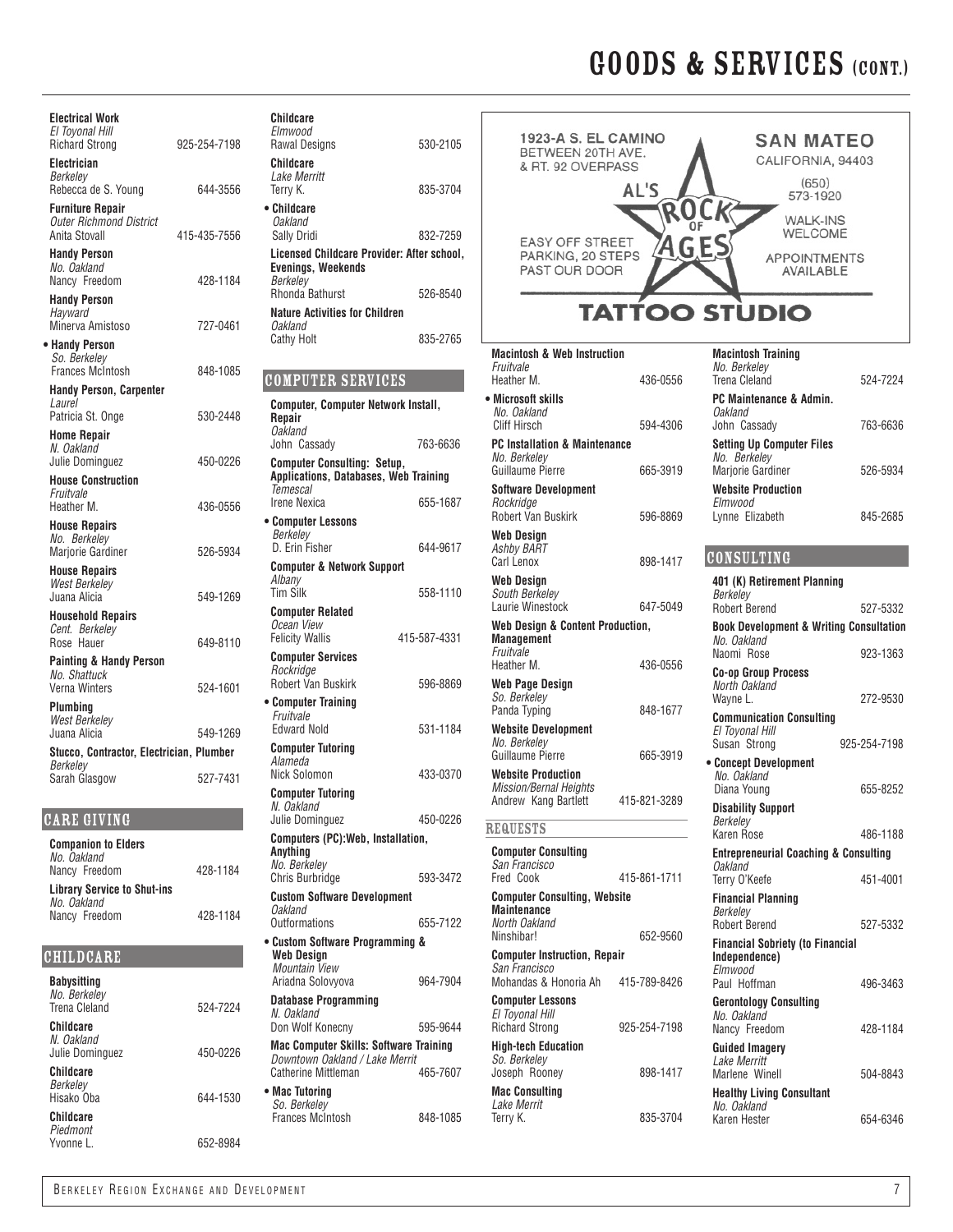# GOODS & SERVICES (CONT.)

**Electrical Work**
*El Toyonal Hill*
Richard Strong 925-254-7198

**Electrician**
*Berkeley*
Rebecca de S. Young 644-3556

**Furniture Repair**
*Outer Richmond District*
Anita Stovall 415-435-7556

**Handy Person**
*No. Oakland*
Nancy Freedom 428-1184

**Handy Person**
*Hayward*
Minerva Amistoso 727-0461

• **Handy Person**
*So. Berkeley*
Frances McIntosh 848-1085

**Handy Person, Carpenter**
*Laurel*
Patricia St. Onge 530-2448

**Home Repair**
*N. Oakland*
Julie Dominguez 450-0226

**House Construction**
*Fruitvale*
Heather M. 436-0556

**House Repairs**
*No. Berkeley*
Marjorie Gardiner 526-5934

**House Repairs**
*West Berkeley*
Juana Alicia 549-1269

**Household Repairs**
*Cent. Berkeley*
Rose Hauer 649-8110

**Painting & Handy Person**
*No. Shattuck*
Verna Winters 524-1601

**Plumbing**
*West Berkeley*
Juana Alicia 549-1269

**Stucco, Contractor, Electrician, Plumber**
*Berkeley*
Sarah Glasgow 527-7431

## CARE GIVING

**Companion to Elders**
*No. Oakland*
Nancy Freedom 428-1184

**Library Service to Shut-ins**
*No. Oakland*
Nancy Freedom 428-1184

## CHILDCARE

**Babysitting**
*No. Berkeley*
Trena Cleland 524-7224

**Childcare**
*N. Oakland*
Julie Dominguez 450-0226

**Childcare**
*Berkeley*
Hisako Oba 644-1530

**Childcare**
*Piedmont*
Yvonne L. 652-8984

**Childcare**
*Elmwood*
Rawal Designs 530-2105

**Childcare**
*Lake Merritt*
Terry K. 835-3704

• **Childcare**
*Oakland*
Sally Dridi 832-7259

**Licensed Childcare Provider: After school, Evenings, Weekends**
*Berkeley*
Rhonda Bathurst 526-8540

**Nature Activities for Children**
*Oakland*
Cathy Holt 835-2765

## COMPUTER SERVICES

**Computer, Computer Network Install, Repair**
*Oakland*
John Cassady 763-6636

**Computer Consulting: Setup, Applications, Databases, Web Training**
*Temescal*
Irene Nexica 655-1687

• **Computer Lessons**
*Berkeley*
D. Erin Fisher 644-9617

**Computer & Network Support**
*Albany*
Tim Silk 558-1110

**Computer Related**
*Ocean View*
Felicity Wallis 415-587-4331

**Computer Services**
*Rockridge*
Robert Van Buskirk 596-8869

• **Computer Training**
*Fruitvale*
Edward Nold 531-1184

**Computer Tutoring**
*Alameda*
Nick Solomon 433-0370

**Computer Tutoring**
*N. Oakland*
Julie Dominguez 450-0226

**Computers (PC):Web, Installation, Anything**
*No. Berkeley*
Chris Burbridge 593-3472

**Custom Software Development**
*Oakland*
Outformations 655-7122

• **Custom Software Programming & Web Design**
*Mountain View*
Ariadna Solovyova 964-7904

**Database Programming**
*N. Oakland*
Don Wolf Konecny 595-9644

**Mac Computer Skills: Software Training**
*Downtown Oakland / Lake Merrit*
Catherine Mittleman 465-7607

• **Mac Tutoring**
*So. Berkeley*
Frances McIntosh 848-1085

1923-A S. EL CAMINO
BETWEEN 20TH AVE. & RT. 92 OVERPASS

AL'S ROCK OF AGES TATTOO STUDIO

SAN MATEO
CALIFORNIA, 94403
(650) 573-1920

EASY OFF STREET PARKING, 20 STEPS PAST OUR DOOR

WALK-INS WELCOME

APPOINTMENTS AVAILABLE

**Macintosh & Web Instruction**
*Fruitvale*
Heather M. 436-0556

• **Microsoft skills**
*No. Oakland*
Cliff Hirsch 594-4306

**PC Installation & Maintenance**
*No. Berkeley*
Guillaume Pierre 665-3919

**Software Development**
*Rockridge*
Robert Van Buskirk 596-8869

**Web Design**
*Ashby BART*
Carl Lenox 898-1417

**Web Design**
*South Berkeley*
Laurie Winestock 647-5049

**Web Design & Content Production, Management**
*Fruitvale*
Heather M. 436-0556

**Web Page Design**
*So. Berkeley*
Panda Typing 848-1677

**Website Development**
*No. Berkeley*
Guillaume Pierre 665-3919

**Website Production**
*Mission/Bernal Heights*
Andrew Kang Bartlett 415-821-3289

### REQUESTS

**Computer Consulting**
*San Francisco*
Fred Cook 415-861-1711

**Computer Consulting, Website Maintenance**
*North Oakland*
Ninshibar! 652-9560

**Computer Instruction, Repair**
*San Francisco*
Mohandas & Honoria Ah 415-789-8426

**Computer Lessons**
*El Toyonal Hill*
Richard Strong 925-254-7198

**High-tech Education**
*So. Berkeley*
Joseph Rooney 898-1417

**Mac Consulting**
*Lake Merrit*
Terry K. 835-3704

**Macintosh Training**
*No. Berkeley*
Trena Cleland 524-7224

**PC Maintenance & Admin.**
*Oakland*
John Cassady 763-6636

**Setting Up Computer Files**
*No. Berkeley*
Marjorie Gardiner 526-5934

**Website Production**
*Elmwood*
Lynne Elizabeth 845-2685

## CONSULTING

**401 (K) Retirement Planning**
*Berkeley*
Robert Berend 527-5332

**Book Development & Writing Consultation**
*No. Oakland*
Naomi Rose 923-1363

**Co-op Group Process**
*North Oakland*
Wayne L. 272-9530

**Communication Consulting**
*El Toyonal Hill*
Susan Strong 925-254-7198

• **Concept Development**
*No. Oakland*
Diana Young 655-8252

**Disability Support**
*Berkeley*
Karen Rose 486-1188

**Entrepreneurial Coaching & Consulting**
*Oakland*
Terry O'Keefe 451-4001

**Financial Planning**
*Berkeley*
Robert Berend 527-5332

**Financial Sobriety (to Financial Independence)**
*Elmwood*
Paul Hoffman 496-3463

**Gerontology Consulting**
*No. Oakland*
Nancy Freedom 428-1184

**Guided Imagery**
*Lake Merritt*
Marlene Winell 504-8843

**Healthy Living Consultant**
*No. Oakland*
Karen Hester 654-6346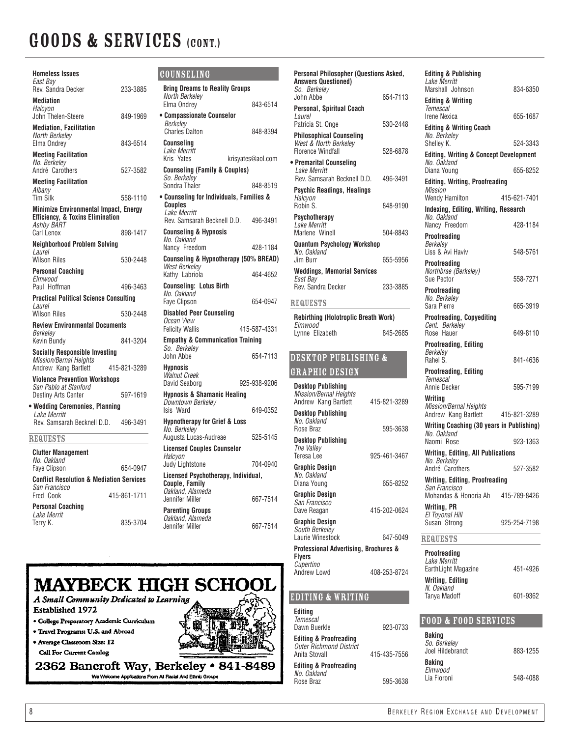# GOODS & SERVICES (CONT.)

**Homeless Issues**
*East Bay*
Rev. Sandra Decker 233-3885

**Mediation**
*Halcyon*
John Thelen-Steere 849-1969

**Mediation, Facilitation**
*North Berkeley*
Elma Ondrey 843-6514

**Meeting Facilitation**
*No. Berkeley*
André Carothers 527-3582

**Meeting Facilitation**
*Albany*
Tim Silk 558-1110

**Minimize Environmental Impact, Energy Efficiency, & Toxins Elimination**
*Ashby BART*
Carl Lenox 898-1417

**Neighborhood Problem Solving**
*Laurel*
Wilson Riles 530-2448

**Personal Coaching**
*Elmwood*
Paul Hoffman 496-3463

**Practical Political Science Consulting**
*Laurel*
Wilson Riles 530-2448

**Review Environmental Documents**
*Berkeley*
Kevin Bundy 841-3204

**Socially Responsible Investing**
*Mission/Bernal Heights*
Andrew Kang Bartlett 415-821-3289

**Violence Prevention Workshops**
*San Pablo at Stanford*
Destiny Arts Center 597-1619

• **Wedding Ceremonies, Planning**
*Lake Merritt*
Rev. Samsarah Becknell D.D. 496-3491

## REQUESTS

**Clutter Management**
*No. Oakland*
Faye Clipson 654-0947

**Conflict Resolution & Mediation Services**
*San Francisco*
Fred Cook 415-861-1711

**Personal Coaching**
*Lake Merrit*
Terry K. 835-3704

## COUNSELING

**Bring Dreams to Reality Groups**
*North Berkeley*
Elma Ondrey 843-6514

• **Compassionate Counselor**
*Berkeley*
Charles Dalton 848-8394

**Counseling**
*Lake Merritt*
Kris Yates krisyates@aol.com

**Counseling (Family & Couples)**
*So. Berkeley*
Sondra Thaler 848-8519

• **Counseling for Individuals, Families & Couples**
*Lake Merritt*
Rev. Samsarah Becknell D.D. 496-3491

**Counseling & Hypnosis**
*No. Oakland*
Nancy Freedom 428-1184

**Counseling & Hypnotherapy (50% BREAD)**
*West Berkeley*
Kathy Labriola 464-4652

**Counseling: Lotus Birth**
*No. Oakland*
Faye Clipson 654-0947

**Disabled Peer Counseling**
*Ocean View*
Felicity Wallis 415-587-4331

**Empathy & Communication Training**
*So. Berkeley*
John Abbe 654-7113

**Hypnosis**
*Walnut Creek*
David Seaborg 925-938-9206

**Hypnosis & Shamanic Healing**
*Downtown Berkeley*
Isis Ward 649-0352

**Hypnotherapy for Grief & Loss**
*No. Berkeley*
Augusta Lucas-Audreae 525-5145

**Licensed Couples Counselor**
*Halcyon*
Judy Lightstone 704-0940

**Licensed Psychotherapy, Individual, Couple, Family**
*Oakland, Alameda*
Jennifer Miller 667-7514

**Parenting Groups**
*Oakland, Alameda*
Jennifer Miller 667-7514

**Personal Philosopher (Questions Asked, Answers Questioned)**
*So. Berkeley*
John Abbe 654-7113

**Personal, Spiritual Coach**
*Laurel*
Patricia St. Onge 530-2448

**Philosophical Counseling**
*West & North Berkeley*
Florence Windfall 528-6878

• **Premarital Counseling**
*Lake Merritt*
Rev. Samsarah Becknell D.D. 496-3491

**Psychic Readings, Healings**
*Halcyon*
Robin S. 848-9190

**Psychotherapy**
*Lake Merritt*
Marlene Winell 504-8843

**Quantum Psychology Workshop**
*No. Oakland*
Jim Burr 655-5956

**Weddings, Memorial Services**
*East Bay*
Rev. Sandra Decker 233-3885

## REQUESTS

**Rebirthing (Holotroplic Breath Work)**
*Elmwood*
Lynne Elizabeth 845-2685

## DESKTOP PUBLISHING & GRAPHIC DESIGN

**Desktop Publishing**
*Mission/Bernal Heights*
Andrew Kang Bartlett 415-821-3289

**Desktop Publishing**
*No. Oakland*
Rose Braz 595-3638

**Desktop Publishing**
*The Valley*
Teresa Lee 925-461-3467

**Graphic Design**
*No. Oakland*
Diana Young 655-8252

**Graphic Design**
*San Francisco*
Dave Reagan 415-202-0624

**Graphic Design**
*South Berkeley*
Laurie Winestock 647-5049

**Professional Advertising, Brochures & Flyers**
*Cupertino*
Andrew Lowd 408-253-8724

## EDITING & WRITING

**Editing**
*Temescal*
Dawn Buerkle 923-0733

**Editing & Proofreading**
*Outer Richmond District*
Anita Stovall 415-435-7556

**Editing & Proofreading**
*No. Oakland*
Rose Braz 595-3638

**Editing & Publishing**
*Lake Merritt*
Marshall Johnson 834-6350

**Editing & Writing**
*Temescal*
Irene Nexica 655-1687

**Editing & Writing Coach**
*No. Berkeley*
Shelley K. 524-3343

**Editing, Writing & Concept Development**
*No. Oakland*
Diana Young 655-8252

**Editing, Writing, Proofreading**
*Mission*
Wendy Hamilton 415-621-7401

**Indexing, Editing, Writing, Research**
*No. Oakland*
Nancy Freedom 428-1184

**Proofreading**
*Berkeley*
Liss & Avi Haviv 548-5761

**Proofreading**
*Northbrae (Berkeley)*
Sue Pector 558-7271

**Proofreading**
*No. Berkeley*
Sara Pierre 665-3919

**Proofreading, Copyediting**
*Cent. Berkeley*
Rose Hauer 649-8110

**Proofreading, Editing**
*Berkeley*
Rahel S. 841-4636

**Proofreading, Editing**
*Temescal*
Annie Decker 595-7199

**Writing**
*Mission/Bernal Heights*
Andrew Kang Bartlett 415-821-3289

**Writing Coaching (30 years in Publishing)**
*No. Oakland*
Naomi Rose 923-1363

**Writing, Editing, All Publications**
*No. Berkeley*
André Carothers 527-3582

**Writing, Editing, Proofreading**
*San Francisco*
Mohandas & Honoria Ah 415-789-8426

**Writing, PR**
*El Toyonal Hill*
Susan Strong 925-254-7198

## REQUESTS

**Proofreading**
*Lake Merritt*
EarthLight Magazine 451-4926

**Writing, Editing**
*N. Oakland*
Tanya Madoff 601-9362

## FOOD & FOOD SERVICES

**Baking**
*So. Berkeley*
Joel Hildebrandt 883-1255

**Baking**
*Elmwood*
Lia Fioroni 548-4088

---

**MAYBECK HIGH SCHOOL**

*A Small Community Dedicated to Learning*

**Established 1972**

- College Preparatory Academic Curriculum
- Travel Programs: U.S. and Abroad
- Average Classroom Size: 12

**Call For Current Catalog**

**2362 Bancroft Way, Berkeley • 841-8489**

We Welcome Applications From All Racial And Ethnic Groups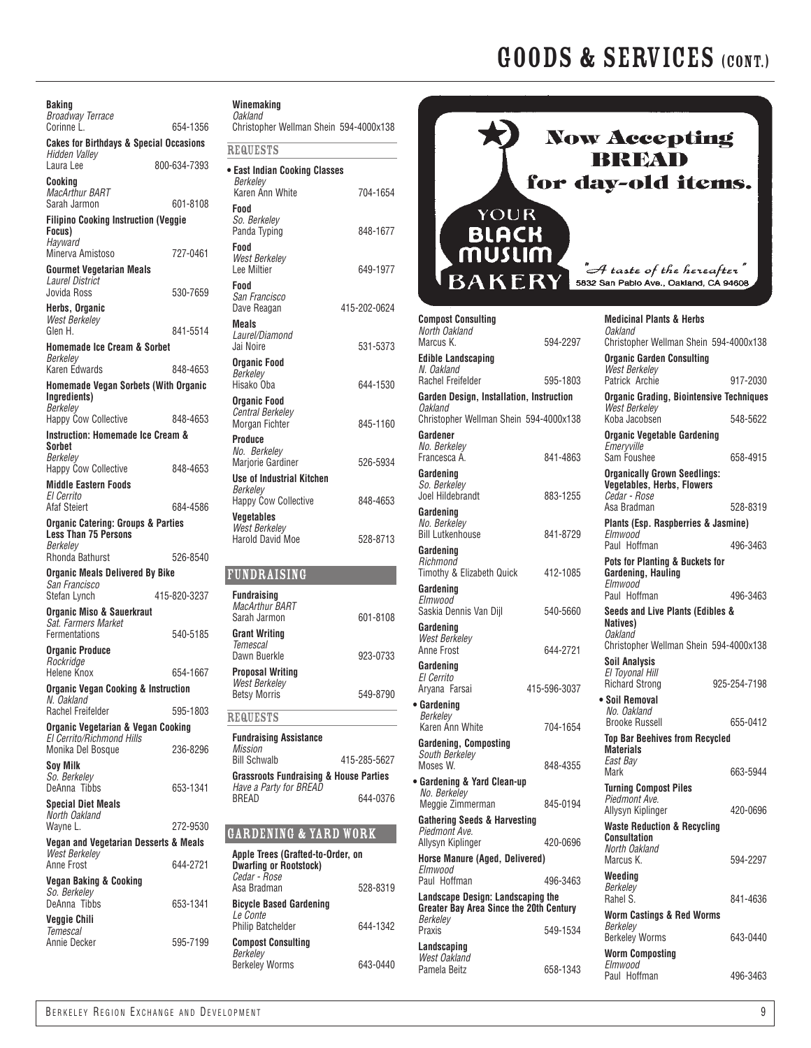# GOODS & SERVICES (CONT.)

**Baking**
*Broadway Terrace*
Corinne L. 654-1356

**Cakes for Birthdays & Special Occasions**
*Hidden Valley*
Laura Lee 800-634-7393

**Cooking**
*MacArthur BART*
Sarah Jarmon 601-8108

**Filipino Cooking Instruction (Veggie Focus)**
*Hayward*
Minerva Amistoso 727-0461

**Gourmet Vegetarian Meals**
*Laurel District*
Jovida Ross 530-7659

**Herbs, Organic**
*West Berkeley*
Glen H. 841-5514

**Homemade Ice Cream & Sorbet**
*Berkeley*
Karen Edwards 848-4653

**Homemade Vegan Sorbets (With Organic Ingredients)**
*Berkeley*
Happy Cow Collective 848-4653

**Instruction: Homemade Ice Cream & Sorbet**
*Berkeley*
Happy Cow Collective 848-4653

**Middle Eastern Foods**
*El Cerrito*
Afaf Steiert 684-4586

**Organic Catering: Groups & Parties Less Than 75 Persons**
*Berkeley*
Rhonda Bathurst 526-8540

**Organic Meals Delivered By Bike**
*San Francisco*
Stefan Lynch 415-820-3237

**Organic Miso & Sauerkraut**
*Sat. Farmers Market*
Fermentations 540-5185

**Organic Produce**
*Rockridge*
Helene Knox 654-1667

**Organic Vegan Cooking & Instruction**
*N. Oakland*
Rachel Freifelder 595-1803

**Organic Vegetarian & Vegan Cooking**
*El Cerrito/Richmond Hills*
Monika Del Bosque 236-8296

**Soy Milk**
*So. Berkeley*
DeAnna Tibbs 653-1341

**Special Diet Meals**
*North Oakland*
Wayne L. 272-9530

**Vegan and Vegetarian Desserts & Meals**
*West Berkeley*
Anne Frost 644-2721

**Vegan Baking & Cooking**
*So. Berkeley*
DeAnna Tibbs 653-1341

**Veggie Chili**
*Temescal*
Annie Decker 595-7199

**Winemaking**
*Oakland*
Christopher Wellman Shein 594-4000x138

### REQUESTS

• **East Indian Cooking Classes**
*Berkeley*
Karen Ann White 704-1654

**Food**
*So. Berkeley*
Panda Typing 848-1677

**Food**
*West Berkeley*
Lee Miltier 649-1977

**Food**
*San Francisco*
Dave Reagan 415-202-0624

**Meals**
*Laurel/Diamond*
Jai Noire 531-5373

**Organic Food**
*Berkeley*
Hisako Oba 644-1530

**Organic Food**
*Central Berkeley*
Morgan Fichter 845-1160

**Produce**
*No. Berkeley*
Marjorie Gardiner 526-5934

**Use of Industrial Kitchen**
*Berkeley*
Happy Cow Collective 848-4653

**Vegetables**
*West Berkeley*
Harold David Moe 528-8713

## FUNDRAISING

**Fundraising**
*MacArthur BART*
Sarah Jarmon 601-8108

**Grant Writing**
*Temescal*
Dawn Buerkle 923-0733

**Proposal Writing**
*West Berkeley*
Betsy Morris 549-8790

### REQUESTS

**Fundraising Assistance**
*Mission*
Bill Schwalb 415-285-5627

**Grassroots Fundraising & House Parties**
*Have a Party for BREAD*
BREAD 644-0376

## GARDENING & YARD WORK

**Apple Trees (Grafted-to-Order, on Dwarfing or Rootstock)**
*Cedar - Rose*
Asa Bradman 528-8319

**Bicycle Based Gardening**
*Le Conte*
Philip Batchelder 644-1342

**Compost Consulting**
*Berkeley*
Berkeley Worms 643-0440

Now Accepting BREAD for day-old items.
YOUR BLACK MUSLIM BAKERY
"A taste of the hereafter"
5832 San Pablo Ave., Oakland, CA 94608

**Compost Consulting**
*North Oakland*
Marcus K. 594-2297

**Edible Landscaping**
*N. Oakland*
Rachel Freifelder 595-1803

**Garden Design, Installation, Instruction**
*Oakland*
Christopher Wellman Shein 594-4000x138

**Gardener**
*No. Berkeley*
Francesca A. 841-4863

**Gardening**
*So. Berkeley*
Joel Hildebrandt 883-1255

**Gardening**
*No. Berkeley*
Bill Lutkenhouse 841-8729

**Gardening**
*Richmond*
Timothy & Elizabeth Quick 412-1085

**Gardening**
*Elmwood*
Saskia Dennis Van Dijl 540-5660

**Gardening**
*West Berkeley*
Anne Frost 644-2721

**Gardening**
*El Cerrito*
Aryana Farsai 415-596-3037

• **Gardening**
*Berkeley*
Karen Ann White 704-1654

**Gardening, Composting**
*South Berkeley*
Moses W. 848-4355

• **Gardening & Yard Clean-up**
*No. Berkeley*
Meggie Zimmerman 845-0194

**Gathering Seeds & Harvesting**
*Piedmont Ave.*
Allysyn Kiplinger 420-0696

**Horse Manure (Aged, Delivered)**
*Elmwood*
Paul Hoffman 496-3463

**Landscape Design: Landscaping the Greater Bay Area Since the 20th Century**
*Berkeley*
Praxis 549-1534

**Landscaping**
*West Oakland*
Pamela Beitz 658-1343

**Medicinal Plants & Herbs**
*Oakland*
Christopher Wellman Shein 594-4000x138

**Organic Garden Consulting**
*West Berkeley*
Patrick Archie 917-2030

**Organic Grading, Biointensive Techniques**
*West Berkeley*
Koba Jacobsen 548-5622

**Organic Vegetable Gardening**
*Emeryville*
Sam Foushee 658-4915

**Organically Grown Seedlings: Vegetables, Herbs, Flowers**
*Cedar - Rose*
Asa Bradman 528-8319

**Plants (Esp. Raspberries & Jasmine)**
*Elmwood*
Paul Hoffman 496-3463

**Pots for Planting & Buckets for Gardening, Hauling**
*Elmwood*
Paul Hoffman 496-3463

**Seeds and Live Plants (Edibles & Natives)**
*Oakland*
Christopher Wellman Shein 594-4000x138

**Soil Analysis**
*El Toyonal Hill*
Richard Strong 925-254-7198

• **Soil Removal**
*No. Oakland*
Brooke Russell 655-0412

**Top Bar Beehives from Recycled Materials**
*East Bay*
Mark 663-5944

**Turning Compost Piles**
*Piedmont Ave.*
Allysyn Kiplinger 420-0696

**Waste Reduction & Recycling Consultation**
*North Oakland*
Marcus K. 594-2297

**Weeding**
*Berkeley*
Rahel S. 841-4636

**Worm Castings & Red Worms**
*Berkeley*
Berkeley Worms 643-0440

**Worm Composting**
*Elmwood*
Paul Hoffman 496-3463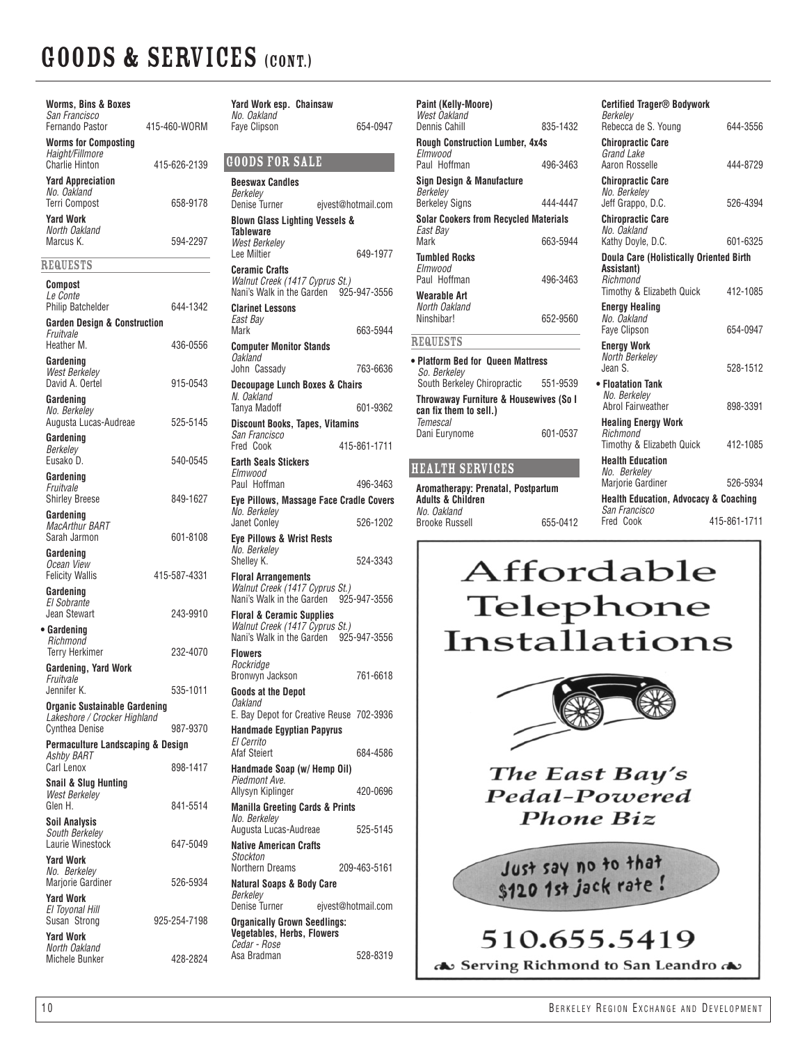# GOODS & SERVICES (CONT.)

**Worms, Bins & Boxes**
*San Francisco*
Fernando Pastor 415-460-WORM

**Worms for Composting**
*Haight/Fillmore*
Charlie Hinton 415-626-2139

**Yard Appreciation**
*No. Oakland*
Terri Compost 658-9178

**Yard Work**
*North Oakland*
Marcus K. 594-2297

## REQUESTS

**Compost**
*Le Conte*
Philip Batchelder 644-1342

**Garden Design & Construction**
*Fruitvale*
Heather M. 436-0556

**Gardening**
*West Berkeley*
David A. Oertel 915-0543

**Gardening**
*No. Berkeley*
Augusta Lucas-Audreae 525-5145

**Gardening**
*Berkeley*
Eusako D. 540-0545

**Gardening**
*Fruitvale*
Shirley Breese 849-1627

**Gardening**
*MacArthur BART*
Sarah Jarmon 601-8108

**Gardening**
*Ocean View*
Felicity Wallis 415-587-4331

**Gardening**
*El Sobrante*
Jean Stewart 243-9910

• **Gardening**
*Richmond*
Terry Herkimer 232-4070

**Gardening, Yard Work**
*Fruitvale*
Jennifer K. 535-1011

**Organic Sustainable Gardening**
*Lakeshore / Crocker Highland*
Cynthea Denise 987-9370

**Permaculture Landscaping & Design**
*Ashby BART*
Carl Lenox 898-1417

**Snail & Slug Hunting**
*West Berkeley*
Glen H. 841-5514

**Soil Analysis**
*South Berkeley*
Laurie Winestock 647-5049

**Yard Work**
*No. Berkeley*
Marjorie Gardiner 526-5934

**Yard Work**
*El Toyonal Hill*
Susan Strong 925-254-7198

**Yard Work**
*North Oakland*
Michele Bunker 428-2824

**Yard Work esp. Chainsaw**
*No. Oakland*
Faye Clipson 654-0947

## GOODS FOR SALE

**Beeswax Candles**
*Berkeley*
Denise Turner ejvest@hotmail.com

**Blown Glass Lighting Vessels & Tableware**
*West Berkeley*
Lee Miltier 649-1977

**Ceramic Crafts**
*Walnut Creek (1417 Cyprus St.)*
Nani's Walk in the Garden 925-947-3556

**Clarinet Lessons**
*East Bay*
Mark 663-5944

**Computer Monitor Stands**
*Oakland*
John Cassady 763-6636

**Decoupage Lunch Boxes & Chairs**
*N. Oakland*
Tanya Madoff 601-9362

**Discount Books, Tapes, Vitamins**
*San Francisco*
Fred Cook 415-861-1711

**Earth Seals Stickers**
*Elmwood*
Paul Hoffman 496-3463

**Eye Pillows, Massage Face Cradle Covers**
*No. Berkeley*
Janet Conley 526-1202

**Eye Pillows & Wrist Rests**
*No. Berkeley*
Shelley K. 524-3343

**Floral Arrangements**
*Walnut Creek (1417 Cyprus St.)*
Nani's Walk in the Garden 925-947-3556

**Floral & Ceramic Supplies**
*Walnut Creek (1417 Cyprus St.)*
Nani's Walk in the Garden 925-947-3556

**Flowers**
*Rockridge*
Bronwyn Jackson 761-6618

**Goods at the Depot**
*Oakland*
E. Bay Depot for Creative Reuse 702-3936

**Handmade Egyptian Papyrus**
*El Cerrito*
Afaf Steiert 684-4586

**Handmade Soap (w/ Hemp Oil)**
*Piedmont Ave.*
Allysyn Kiplinger 420-0696

**Manilla Greeting Cards & Prints**
*No. Berkeley*
Augusta Lucas-Audreae 525-5145

**Native American Crafts**
*Stockton*
Northern Dreams 209-463-5161

**Natural Soaps & Body Care**
*Berkeley*
Denise Turner ejvest@hotmail.com

**Organically Grown Seedlings: Vegetables, Herbs, Flowers**
*Cedar - Rose*
Asa Bradman 528-8319

**Paint (Kelly-Moore)**
*West Oakland*
Dennis Cahill 835-1432

**Rough Construction Lumber, 4x4s**
*Elmwood*
Paul Hoffman 496-3463

**Sign Design & Manufacture**
*Berkeley*
Berkeley Signs 444-4447

**Solar Cookers from Recycled Materials**
*East Bay*
Mark 663-5944

**Tumbled Rocks**
*Elmwood*
Paul Hoffman 496-3463

**Wearable Art**
*North Oakland*
Ninshibar! 652-9560

## REQUESTS

• **Platform Bed for Queen Mattress**
*So. Berkeley*
South Berkeley Chiropractic 551-9539

**Throwaway Furniture & Housewives (So I can fix them to sell.)**
*Temescal*
Dani Eurynome 601-0537

## HEALTH SERVICES

**Aromatherapy: Prenatal, Postpartum Adults & Children**
*No. Oakland*
Brooke Russell 655-0412

**Certified Trager® Bodywork**
*Berkeley*
Rebecca de S. Young 644-3556

**Chiropractic Care**
*Grand Lake*
Aaron Rosselle 444-8729

**Chiropractic Care**
*No. Berkeley*
Jeff Grappo, D.C. 526-4394

**Chiropractic Care**
*No. Oakland*
Kathy Doyle, D.C. 601-6325

**Doula Care (Holistically Oriented Birth Assistant)**
*Richmond*
Timothy & Elizabeth Quick 412-1085

**Energy Healing**
*No. Oakland*
Faye Clipson 654-0947

**Energy Work**
*North Berkeley*
Jean S. 528-1512

• **Floatation Tank**
*No. Berkeley*
Abrol Fairweather 898-3391

**Healing Energy Work**
*Richmond*
Timothy & Elizabeth Quick 412-1085

**Health Education**
*No. Berkeley*
Marjorie Gardiner 526-5934

**Health Education, Advocacy & Coaching**
*San Francisco*
Fred Cook 415-861-1711

Affordable Telephone Installations

*The East Bay's Pedal-Powered Phone Biz*

Just say no to that $120 1st jack rate!

510.655.5419

Serving Richmond to San Leandro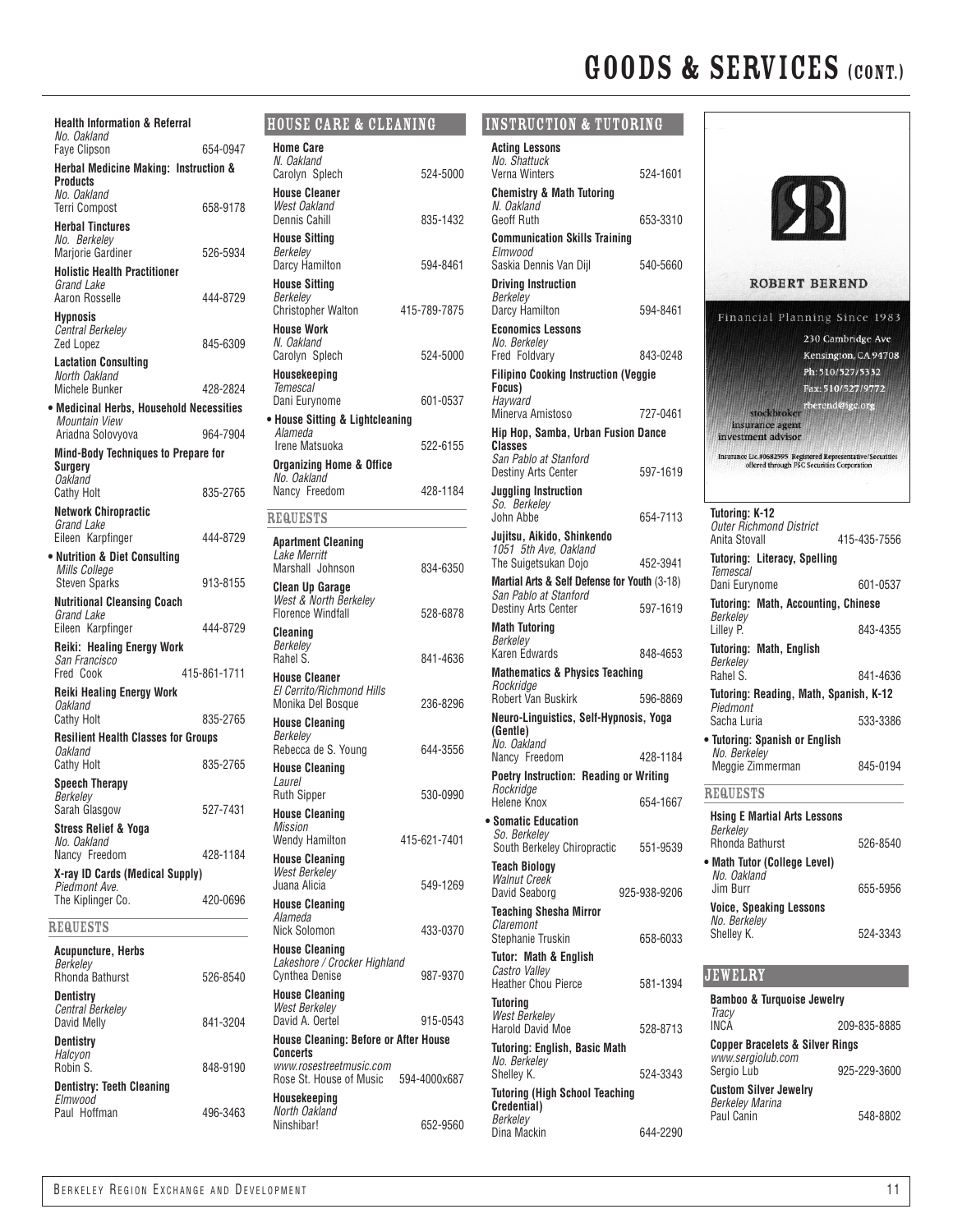# GOODS & SERVICES (CONT.)

**Health Information & Referral**
*No. Oakland*
Faye Clipson 654-0947

**Herbal Medicine Making: Instruction & Products**
*No. Oakland*
Terri Compost 658-9178

**Herbal Tinctures**
*No. Berkeley*
Marjorie Gardiner 526-5934

**Holistic Health Practitioner**
*Grand Lake*
Aaron Rosselle 444-8729

**Hypnosis**
*Central Berkeley*
Zed Lopez 845-6309

**Lactation Consulting**
*North Oakland*
Michele Bunker 428-2824

**• Medicinal Herbs, Household Necessities**
*Mountain View*
Ariadna Solovyova 964-7904

**Mind-Body Techniques to Prepare for Surgery**
*Oakland*
Cathy Holt 835-2765

**Network Chiropractic**
*Grand Lake*
Eileen Karpfinger 444-8729

**• Nutrition & Diet Consulting**
*Mills College*
Steven Sparks 913-8155

**Nutritional Cleansing Coach**
*Grand Lake*
Eileen Karpfinger 444-8729

**Reiki: Healing Energy Work**
*San Francisco*
Fred Cook 415-861-1711

**Reiki Healing Energy Work**
*Oakland*
Cathy Holt 835-2765

**Resilient Health Classes for Groups**
*Oakland*
Cathy Holt 835-2765

**Speech Therapy**
*Berkeley*
Sarah Glasgow 527-7431

**Stress Relief & Yoga**
*No. Oakland*
Nancy Freedom 428-1184

**X-ray ID Cards (Medical Supply)**
*Piedmont Ave.*
The Kiplinger Co. 420-0696

### REQUESTS

**Acupuncture, Herbs**
*Berkeley*
Rhonda Bathurst 526-8540

**Dentistry**
*Central Berkeley*
David Melly 841-3204

**Dentistry**
*Halcyon*
Robin S. 848-9190

**Dentistry: Teeth Cleaning**
*Elmwood*
Paul Hoffman 496-3463

## HOUSE CARE & CLEANING

**Home Care**
*N. Oakland*
Carolyn Splech 524-5000

**House Cleaner**
*West Oakland*
Dennis Cahill 835-1432

**House Sitting**
*Berkeley*
Darcy Hamilton 594-8461

**House Sitting**
*Berkeley*
Christopher Walton 415-789-7875

**House Work**
*N. Oakland*
Carolyn Splech 524-5000

**Housekeeping**
*Temescal*
Dani Eurynome 601-0537

**• House Sitting & Lightcleaning**
*Alameda*
Irene Matsuoka 522-6155

**Organizing Home & Office**
*No. Oakland*
Nancy Freedom 428-1184

### REQUESTS

**Apartment Cleaning**
*Lake Merritt*
Marshall Johnson 834-6350

**Clean Up Garage**
*West & North Berkeley*
Florence Windfall 528-6878

**Cleaning**
*Berkeley*
Rahel S. 841-4636

**House Cleaner**
*El Cerrito/Richmond Hills*
Monika Del Bosque 236-8296

**House Cleaning**
*Berkeley*
Rebecca de S. Young 644-3556

**House Cleaning**
*Laurel*
Ruth Sipper 530-0990

**House Cleaning**
*Mission*
Wendy Hamilton 415-621-7401

**House Cleaning**
*West Berkeley*
Juana Alicia 549-1269

**House Cleaning**
*Alameda*
Nick Solomon 433-0370

**House Cleaning**
*Lakeshore / Crocker Highland*
Cynthea Denise 987-9370

**House Cleaning**
*West Berkeley*
David A. Oertel 915-0543

**House Cleaning: Before or After House Concerts**
*www.rosestreetmusic.com*
Rose St. House of Music 594-4000x687

**Housekeeping**
*North Oakland*
Ninshibar! 652-9560

## INSTRUCTION & TUTORING

**Acting Lessons**
*No. Shattuck*
Verna Winters 524-1601

**Chemistry & Math Tutoring**
*N. Oakland*
Geoff Ruth 653-3310

**Communication Skills Training**
*Elmwood*
Saskia Dennis Van Dijl 540-5660

**Driving Instruction**
*Berkeley*
Darcy Hamilton 594-8461

**Economics Lessons**
*No. Berkeley*
Fred Foldvary 843-0248

**Filipino Cooking Instruction (Veggie Focus)**
*Hayward*
Minerva Amistoso 727-0461

**Hip Hop, Samba, Urban Fusion Dance Classes**
*San Pablo at Stanford*
Destiny Arts Center 597-1619

**Juggling Instruction**
*So. Berkeley*
John Abbe 654-7113

**Jujitsu, Aikido, Shinkendo**
*1051 5th Ave, Oakland*
The Suigetsukan Dojo 452-3941

**Martial Arts & Self Defense for Youth** (3-18)
*San Pablo at Stanford*
Destiny Arts Center 597-1619

**Math Tutoring**
*Berkeley*
Karen Edwards 848-4653

**Mathematics & Physics Teaching**
*Rockridge*
Robert Van Buskirk 596-8869

**Neuro-Linguistics, Self-Hypnosis, Yoga (Gentle)**
*No. Oakland*
Nancy Freedom 428-1184

**Poetry Instruction: Reading or Writing**
*Rockridge*
Helene Knox 654-1667

**• Somatic Education**
*So. Berkeley*
South Berkeley Chiropractic 551-9539

**Teach Biology**
*Walnut Creek*
David Seaborg 925-938-9206

**Teaching Shesha Mirror**
*Claremont*
Stephanie Truskin 658-6033

**Tutor: Math & English**
*Castro Valley*
Heather Chou Pierce 581-1394

**Tutoring**
*West Berkeley*
Harold David Moe 528-8713

**Tutoring: English, Basic Math**
*No. Berkeley*
Shelley K. 524-3343

**Tutoring (High School Teaching Credential)**
*Berkeley*
Dina Mackin 644-2290

ROBERT BEREND
Financial Planning Since 1983
230 Cambridge Ave
Kensington, CA 94708
Ph: 510/527/5332
Fax: 510/527/9772
rberend@igc.org
stockbroker
insurance agent
investment advisor
Insurance Lic.#0682595 Registered Representative/Securities offered through PSC Securities Corporation

**Tutoring: K-12**
*Outer Richmond District*
Anita Stovall 415-435-7556

**Tutoring: Literacy, Spelling**
*Temescal*
Dani Eurynome 601-0537

**Tutoring: Math, Accounting, Chinese**
*Berkeley*
Lilley P. 843-4355

**Tutoring: Math, English**
*Berkeley*
Rahel S. 841-4636

**Tutoring: Reading, Math, Spanish, K-12**
*Piedmont*
Sacha Luria 533-3386

**• Tutoring: Spanish or English**
*No. Berkeley*
Meggie Zimmerman 845-0194

### REQUESTS

**Hsing E Martial Arts Lessons**
*Berkeley*
Rhonda Bathurst 526-8540

**• Math Tutor (College Level)**
*No. Oakland*
Jim Burr 655-5956

**Voice, Speaking Lessons**
*No. Berkeley*
Shelley K. 524-3343

## JEWELRY

**Bamboo & Turquoise Jewelry**
*Tracy*
INCA 209-835-8885

**Copper Bracelets & Silver Rings**
*www.sergiolub.com*
Sergio Lub 925-229-3600

**Custom Silver Jewelry**
*Berkeley Marina*
Paul Canin 548-8802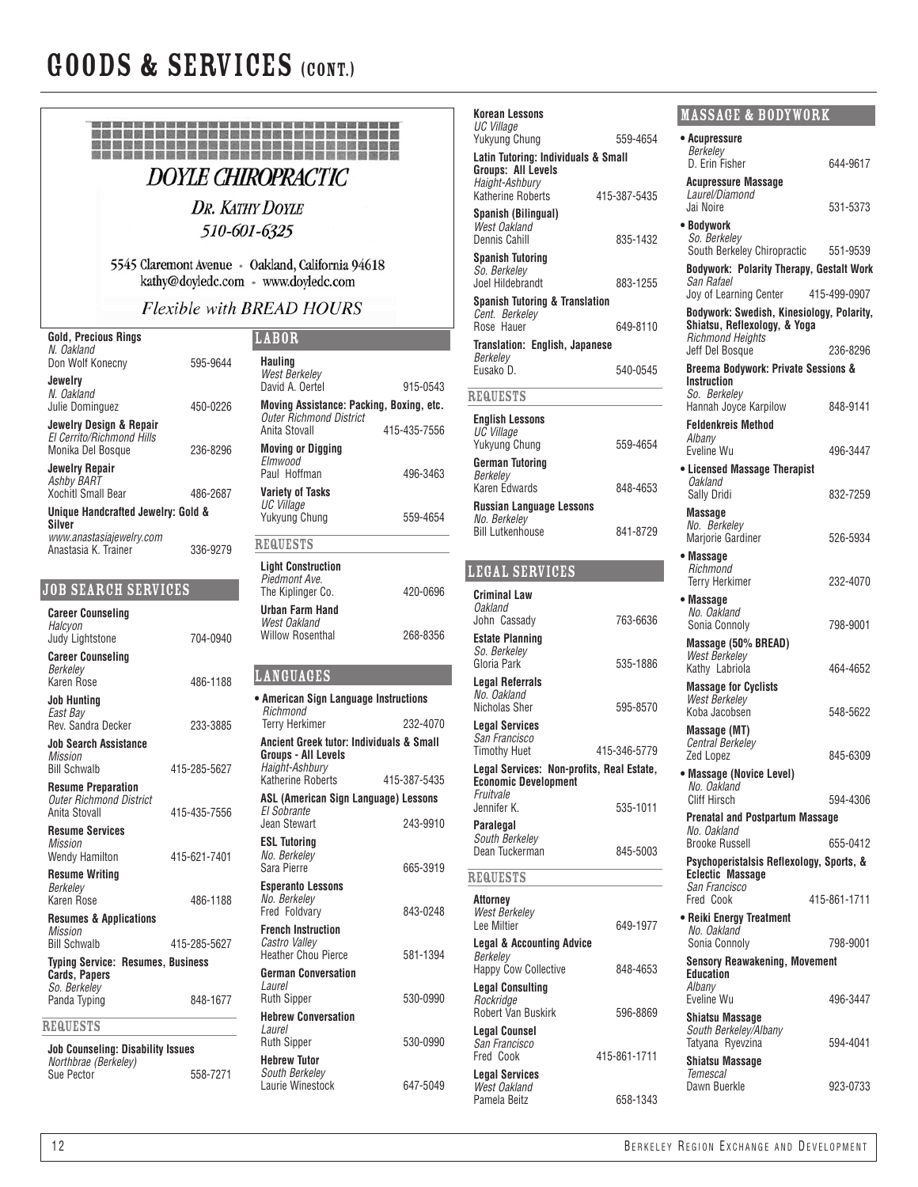# GOODS & SERVICES (CONT.)

**DOYLE CHIROPRACTIC**

DR. KATHY DOYLE
510-601-6325

5545 Claremont Avenue • Oakland, California 94618
kathy@doyledc.com • www.doyledc.com

*Flexible with BREAD HOURS*

**Gold, Precious Rings**
*N. Oakland*
Don Wolf Konecny 595-9644

**Jewelry**
*N. Oakland*
Julie Dominguez 450-0226

**Jewelry Design & Repair**
*El Cerrito/Richmond Hills*
Monika Del Bosque 236-8296

**Jewelry Repair**
*Ashby BART*
Xochitl Small Bear 486-2687

**Unique Handcrafted Jewelry: Gold & Silver**
*www.anastasiajewelry.com*
Anastasia K. Trainer 336-9279

## JOB SEARCH SERVICES

**Career Counseling**
*Halcyon*
Judy Lightstone 704-0940

**Career Counseling**
*Berkeley*
Karen Rose 486-1188

**Job Hunting**
*East Bay*
Rev. Sandra Decker 233-3885

**Job Search Assistance**
*Mission*
Bill Schwalb 415-285-5627

**Resume Preparation**
*Outer Richmond District*
Anita Stovall 415-435-7556

**Resume Services**
*Mission*
Wendy Hamilton 415-621-7401

**Resume Writing**
*Berkeley*
Karen Rose 486-1188

**Resumes & Applications**
*Mission*
Bill Schwalb 415-285-5627

**Typing Service: Resumes, Business Cards, Papers**
*So. Berkeley*
Panda Typing 848-1677

### REQUESTS

**Job Counseling: Disability Issues**
*Northbrae (Berkeley)*
Sue Pector 558-7271

## LABOR

**Hauling**
*West Berkeley*
David A. Oertel 915-0543

**Moving Assistance: Packing, Boxing, etc.**
*Outer Richmond District*
Anita Stovall 415-435-7556

**Moving or Digging**
*Elmwood*
Paul Hoffman 496-3463

**Variety of Tasks**
*UC Village*
Yukyung Chung 559-4654

### REQUESTS

**Light Construction**
*Piedmont Ave.*
The Kiplinger Co. 420-0696

**Urban Farm Hand**
*West Oakland*
Willow Rosenthal 268-8356

## LANGUAGES

• **American Sign Language Instructions**
*Richmond*
Terry Herkimer 232-4070

**Ancient Greek tutor: Individuals & Small Groups - All Levels**
*Haight-Ashbury*
Katherine Roberts 415-387-5435

**ASL (American Sign Language) Lessons**
*El Sobrante*
Jean Stewart 243-9910

**ESL Tutoring**
*No. Berkeley*
Sara Pierre 665-3919

**Esperanto Lessons**
*No. Berkeley*
Fred Foldvary 843-0248

**French Instruction**
*Castro Valley*
Heather Chou Pierce 581-1394

**German Conversation**
*Laurel*
Ruth Sipper 530-0990

**Hebrew Conversation**
*Laurel*
Ruth Sipper 530-0990

**Hebrew Tutor**
*South Berkeley*
Laurie Winestock 647-5049

**Korean Lessons**
*UC Village*
Yukyung Chung 559-4654

**Latin Tutoring: Individuals & Small Groups: All Levels**
*Haight-Ashbury*
Katherine Roberts 415-387-5435

**Spanish (Bilingual)**
*West Oakland*
Dennis Cahill 835-1432

**Spanish Tutoring**
*So. Berkeley*
Joel Hildebrandt 883-1255

**Spanish Tutoring & Translation**
*Cent. Berkeley*
Rose Hauer 649-8110

**Translation: English, Japanese**
*Berkeley*
Eusako D. 540-0545

### REQUESTS

**English Lessons**
*UC Village*
Yukyung Chung 559-4654

**German Tutoring**
*Berkeley*
Karen Edwards 848-4653

**Russian Language Lessons**
*No. Berkeley*
Bill Lutkenhouse 841-8729

## LEGAL SERVICES

**Criminal Law**
*Oakland*
John Cassady 763-6636

**Estate Planning**
*So. Berkeley*
Gloria Park 535-1886

**Legal Referrals**
*No. Oakland*
Nicholas Sher 595-8570

**Legal Services**
*San Francisco*
Timothy Huet 415-346-5779

**Legal Services: Non-profits, Real Estate, Economic Development**
*Fruitvale*
Jennifer K. 535-1011

**Paralegal**
*South Berkeley*
Dean Tuckerman 845-5003

### REQUESTS

**Attorney**
*West Berkeley*
Lee Miltier 649-1977

**Legal & Accounting Advice**
*Berkeley*
Happy Cow Collective 848-4653

**Legal Consulting**
*Rockridge*
Robert Van Buskirk 596-8869

**Legal Counsel**
*San Francisco*
Fred Cook 415-861-1711

**Legal Services**
*West Oakland*
Pamela Beitz 658-1343

## MASSAGE & BODYWORK

• **Acupressure**
*Berkeley*
D. Erin Fisher 644-9617

**Acupressure Massage**
*Laurel/Diamond*
Jai Noire 531-5373

• **Bodywork**
*So. Berkeley*
South Berkeley Chiropractic 551-9539

**Bodywork: Polarity Therapy, Gestalt Work**
*San Rafael*
Joy of Learning Center 415-499-0907

**Bodywork: Swedish, Kinesiology, Polarity, Shiatsu, Reflexology, & Yoga**
*Richmond Heights*
Jeff Del Bosque 236-8296

**Breema Bodywork: Private Sessions & Instruction**
*So. Berkeley*
Hannah Joyce Karpilow 848-9141

**Feldenkreis Method**
*Albany*
Eveline Wu 496-3447

• **Licensed Massage Therapist**
*Oakland*
Sally Dridi 832-7259

**Massage**
*No. Berkeley*
Marjorie Gardiner 526-5934

• **Massage**
*Richmond*
Terry Herkimer 232-4070

• **Massage**
*No. Oakland*
Sonia Connoly 798-9001

**Massage (50% BREAD)**
*West Berkeley*
Kathy Labriola 464-4652

**Massage for Cyclists**
*West Berkeley*
Koba Jacobsen 548-5622

**Massage (MT)**
*Central Berkeley*
Zed Lopez 845-6309

• **Massage (Novice Level)**
*No. Oakland*
Cliff Hirsch 594-4306

**Prenatal and Postpartum Massage**
*No. Oakland*
Brooke Russell 655-0412

**Psychoperistalsis Reflexology, Sports, & Eclectic Massage**
*San Francisco*
Fred Cook 415-861-1711

• **Reiki Energy Treatment**
*No. Oakland*
Sonia Connoly 798-9001

**Sensory Reawakening, Movement Education**
*Albany*
Eveline Wu 496-3447

**Shiatsu Massage**
*South Berkeley/Albany*
Tatyana Ryevzina 594-4041

**Shiatsu Massage**
*Temescal*
Dawn Buerkle 923-0733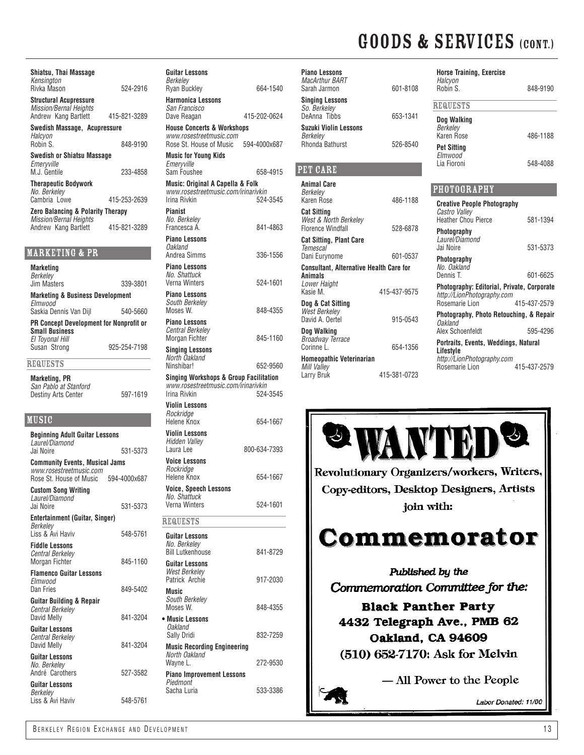# GOODS & SERVICES (CONT.)

**Shiatsu, Thai Massage**
*Kensington*
Rivka Mason 524-2916

**Structural Acupressure**
*Mission/Bernal Heights*
Andrew Kang Bartlett 415-821-3289

**Swedish Massage, Acupressure**
*Halcyon*
Robin S. 848-9190

**Swedish or Shiatsu Massage**
*Emeryville*
M.J. Gentile 233-4858

**Therapeutic Bodywork**
*No. Berkeley*
Cambria Lowe 415-253-2639

**Zero Balancing & Polarity Therapy**
*Mission/Bernal Heights*
Andrew Kang Bartlett 415-821-3289

## MARKETING & PR

**Marketing**
*Berkeley*
Jim Masters 339-3801

**Marketing & Business Development**
*Elmwood*
Saskia Dennis Van Dijl 540-5660

**PR Concept Development for Nonprofit or Small Business**
*El Toyonal Hill*
Susan Strong 925-254-7198

### REQUESTS

**Marketing, PR**
*San Pablo at Stanford*
Destiny Arts Center 597-1619

## MUSIC

**Beginning Adult Guitar Lessons**
*Laurel/Diamond*
Jai Noire 531-5373

**Community Events, Musical Jams**
*www.rosestreetmusic.com*
Rose St. House of Music 594-4000x687

**Custom Song Writing**
*Laurel/Diamond*
Jai Noire 531-5373

**Entertainment (Guitar, Singer)**
*Berkeley*
Liss & Avi Haviv 548-5761

**Fiddle Lessons**
*Central Berkeley*
Morgan Fichter 845-1160

**Flamenco Guitar Lessons**
*Elmwood*
Dan Fries 849-5402

**Guitar Building & Repair**
*Central Berkeley*
David Melly 841-3204

**Guitar Lessons**
*Central Berkeley*
David Melly 841-3204

**Guitar Lessons**
*No. Berkeley*
André Carothers 527-3582

**Guitar Lessons**
*Berkeley*
Liss & Avi Haviv 548-5761

**Guitar Lessons**
*Berkeley*
Ryan Buckley 664-1540

**Harmonica Lessons**
*San Francisco*
Dave Reagan 415-202-0624

**House Concerts & Workshops**
*www.rosestreetmusic.com*
Rose St. House of Music 594-4000x687

**Music for Young Kids**
*Emeryville*
Sam Foushee 658-4915

**Music: Original A Capella & Folk**
*www.rosestreetmusic.com/irinarivkin*
Irina Rivkin 524-3545

**Pianist**
*No. Berkeley*
Francesca A. 841-4863

**Piano Lessons**
*Oakland*
Andrea Simms 336-1556

**Piano Lessons**
*No. Shattuck*
Verna Winters 524-1601

**Piano Lessons**
*South Berkeley*
Moses W. 848-4355

**Piano Lessons**
*Central Berkeley*
Morgan Fichter 845-1160

**Singing Lessons**
*North Oakland*
Ninshibar! 652-9560

**Singing Workshops & Group Facilitation**
*www.rosestreetmusic.com/irinarivkin*
Irina Rivkin 524-3545

**Violin Lessons**
*Rockridge*
Helene Knox 654-1667

**Violin Lessons**
*Hidden Valley*
Laura Lee 800-634-7393

**Voice Lessons**
*Rockridge*
Helene Knox 654-1667

**Voice, Speech Lessons**
*No. Shattuck*
Verna Winters 524-1601

### REQUESTS

**Guitar Lessons**
*No. Berkeley*
Bill Lutkenhouse 841-8729

**Guitar Lessons**
*West Berkeley*
Patrick Archie 917-2030

**Music**
*South Berkeley*
Moses W. 848-4355

• **Music Lessons**
*Oakland*
Sally Dridi 832-7259

**Music Recording Engineering**
*North Oakland*
Wayne L. 272-9530

**Piano Improvement Lessons**
*Piedmont*
Sacha Luria 533-3386

**Piano Lessons**
*MacArthur BART*
Sarah Jarmon 601-8108

**Singing Lessons**
*So. Berkeley*
DeAnna Tibbs 653-1341

**Suzuki Violin Lessons**
*Berkeley*
Rhonda Bathurst 526-8540

## PET CARE

**Animal Care**
*Berkeley*
Karen Rose 486-1188

**Cat Sitting**
*West & North Berkeley*
Florence Windfall 528-6878

**Cat Sitting, Plant Care**
*Temescal*
Dani Eurynome 601-0537

**Consultant, Alternative Health Care for Animals**
*Lower Haight*
Kasie M. 415-437-9575

**Dog & Cat Sitting**
*West Berkeley*
David A. Oertel 915-0543

**Dog Walking**
*Broadway Terrace*
Corinne L. 654-1356

**Homeopathic Veterinarian**
*Mill Valley*
Larry Bruk 415-381-0723

**Horse Training, Exercise**
*Halcyon*
Robin S. 848-9190

### REQUESTS

**Dog Walking**
*Berkeley*
Karen Rose 486-1188

**Pet Sitting**
*Elmwood*
Lia Fioroni 548-4088

## PHOTOGRAPHY

**Creative People Photography**
*Castro Valley*
Heather Chou Pierce 581-1394

**Photography**
*Laurel/Diamond*
Jai Noire 531-5373

**Photography**
*No. Oakland*
Dennis T. 601-6625

**Photography: Editorial, Private, Corporate**
*http://LionPhotography.com*
Rosemarie Lion 415-437-2579

**Photography, Photo Retouching, & Repair**
*Oakland*
Alex Schoenfeldt 595-4296

**Portraits, Events, Weddings, Natural Lifestyle**
*http://LionPhotography.com*
Rosemarie Lion 415-437-2579

---

# WANTED

Revolutionary Organizers/workers, Writers, Copy-editors, Desktop Designers, Artists join with:

# Commemorator

*Published by the Commemoration Committee for the:*

**Black Panther Party**
**4432 Telegraph Ave., PMB 62**
**Oakland, CA 94609**
**(510) 652-7170:** Ask for Melvin

— All Power to the People

*Labor Donated: 11/00*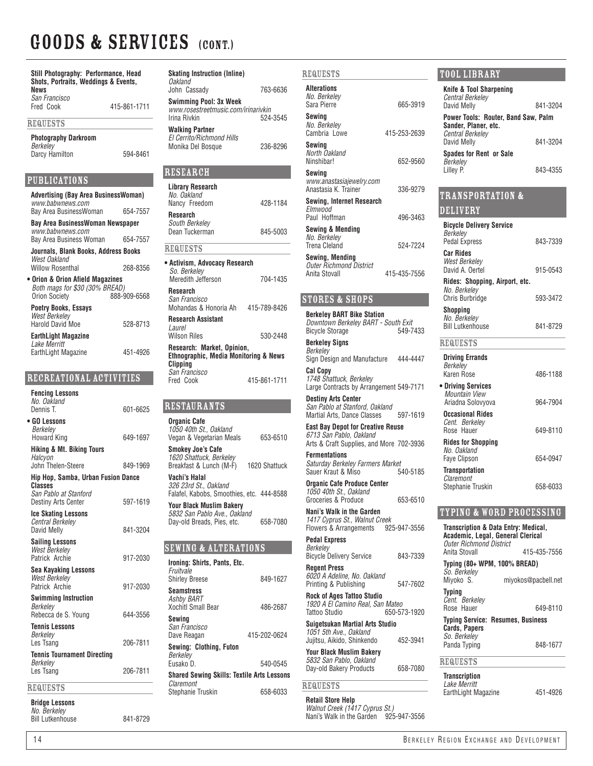# GOODS & SERVICES (CONT.)

**Still Photography: Performance, Head Shots, Portraits, Weddings & Events, News**
*San Francisco*
Fred Cook 415-861-1711

### REQUESTS

**Photography Darkroom**
*Berkeley*
Darcy Hamilton 594-8461

## PUBLICATIONS

**Advertising (Bay Area BusinessWoman)**
*www.babwnews.com*
Bay Area BusinessWoman 654-7557

**Bay Area BusinessWoman Newspaper**
*www.babwnews.com*
Bay Area Business Woman 654-7557

**Journals, Blank Books, Address Books**
*West Oakland*
Willow Rosenthal 268-8356

- **Orion & Orion Afield Magazines**
*Both mags for $30 (30% BREAD)*
Orion Society 888-909-6568

**Poetry Books, Essays**
*West Berkeley*
Harold David Moe 528-8713

**EarthLight Magazine**
*Lake Merritt*
EarthLight Magazine 451-4926

## RECREATIONAL ACTIVITIES

**Fencing Lessons**
*No. Oakland*
Dennis T. 601-6625

- **GO Lessons**
*Berkeley*
Howard King 649-1697

**Hiking & Mt. Biking Tours**
*Halcyon*
John Thelen-Steere 849-1969

**Hip Hop, Samba, Urban Fusion Dance Classes**
*San Pablo at Stanford*
Destiny Arts Center 597-1619

**Ice Skating Lessons**
*Central Berkeley*
David Melly 841-3204

**Sailing Lessons**
*West Berkeley*
Patrick Archie 917-2030

**Sea Kayaking Lessons**
*West Berkeley*
Patrick Archie 917-2030

**Swimming Instruction**
*Berkeley*
Rebecca de S. Young 644-3556

**Tennis Lessons**
*Berkeley*
Les Tsang 206-7811

**Tennis Tournament Directing**
*Berkeley*
Les Tsang 206-7811

### REQUESTS

**Bridge Lessons**
*No. Berkeley*
Bill Lutkenhouse 841-8729

**Skating Instruction (Inline)**
*Oakland*
John Cassady 763-6636

**Swimming Pool: 3x Week**
*www.rosestreetmusic.com/irinarivkin*
Irina Rivkin 524-3545

**Walking Partner**
*El Cerrito/Richmond Hills*
Monika Del Bosque 236-8296

## RESEARCH

**Library Research**
*No. Oakland*
Nancy Freedom 428-1184

**Research**
*South Berkeley*
Dean Tuckerman 845-5003

### REQUESTS

- **Activism, Advocacy Research**
*So. Berkeley*
Meredith Jefferson 704-1435

**Research**
*San Francisco*
Mohandas & Honoria Ah 415-789-8426

**Research Assistant**
*Laurel*
Wilson Riles 530-2448

**Research: Market, Opinion, Ethnographic, Media Monitoring & News Clipping**
*San Francisco*
Fred Cook 415-861-1711

## RESTAURANTS

**Organic Cafe**
*1050 40th St., Oakland*
Vegan & Vegetarian Meals 653-6510

**Smokey Joe's Cafe**
*1620 Shattuck, Berkeley*
Breakfast & Lunch (M-F) 1620 Shattuck

**Vachi's Halal**
*326 23rd St., Oakland*
Falafel, Kabobs, Smoothies, etc. 444-8588

**Your Black Muslim Bakery**
*5832 San Pablo Ave., Oakland*
Day-old Breads, Pies, etc. 658-7080

## SEWING & ALTERATIONS

**Ironing: Shirts, Pants, Etc.**
*Fruitvale*
Shirley Breese 849-1627

**Seamstress**
*Ashby BART*
Xochitl Small Bear 486-2687

**Sewing**
*San Francisco*
Dave Reagan 415-202-0624

**Sewing: Clothing, Futon**
*Berkeley*
Eusako D. 540-0545

**Shared Sewing Skills: Textile Arts Lessons**
*Claremont*
Stephanie Truskin 658-6033

### REQUESTS

**Alterations**
*No. Berkeley*
Sara Pierre 665-3919

**Sewing**
*No. Berkeley*
Cambria Lowe 415-253-2639

**Sewing**
*North Oakland*
Ninshibar! 652-9560

**Sewing**
*www.anastasiajewelry.com*
Anastasia K. Trainer 336-9279

**Sewing, Internet Research**
*Elmwood*
Paul Hoffman 496-3463

**Sewing & Mending**
*No. Berkeley*
Trena Cleland 524-7224

**Sewing, Mending**
*Outer Richmond District*
Anita Stovall 415-435-7556

## STORES & SHOPS

**Berkeley BART Bike Station**
*Downtown Berkeley BART - South Exit*
Bicycle Storage 549-7433

**Berkeley Signs**
*Berkeley*
Sign Design and Manufacture 444-4447

**Cal Copy**
*1748 Shattuck, Berkeley*
Large Contracts by Arrangement 549-7171

**Destiny Arts Center**
*San Pablo at Stanford, Oakland*
Martial Arts, Dance Classes 597-1619

**East Bay Depot for Creative Reuse**
*6713 San Pablo, Oakland*
Arts & Craft Supplies, and More 702-3936

**Fermentations**
*Saturday Berkeley Farmers Market*
Sauer Kraut & Miso 540-5185

**Organic Cafe Produce Center**
*1050 40th St., Oakland*
Groceries & Produce 653-6510

**Nani's Walk in the Garden**
*1417 Cyprus St., Walnut Creek*
Flowers & Arrangements 925-947-3556

**Pedal Express**
*Berkeley*
Bicycle Delivery Service 843-7339

**Regent Press**
*6020 A Adeline, No. Oakland*
Printing & Publishing 547-7602

**Rock of Ages Tattoo Studio**
*1920 A El Camino Real, San Mateo*
Tattoo Studio 650-573-1920

**Suigetsukan Martial Arts Studio**
*1051 5th Ave., Oakland*
Jujitsu, Aikido, Shinkendo 452-3941

**Your Black Muslim Bakery**
*5832 San Pablo, Oakland*
Day-old Bakery Products 658-7080

### REQUESTS

**Retail Store Help**
*Walnut Creek (1417 Cyprus St.)*
Nani's Walk in the Garden 925-947-3556

## TOOL LIBRARY

**Knife & Tool Sharpening**
*Central Berkeley*
David Melly 841-3204

**Power Tools: Router, Band Saw, Palm Sander, Planer, etc.**
*Central Berkeley*
David Melly 841-3204

**Spades for Rent or Sale**
*Berkeley*
Lilley P. 843-4355

## TRANSPORTATION & DELIVERY

**Bicycle Delivery Service**
*Berkeley*
Pedal Express 843-7339

**Car Rides**
*West Berkeley*
David A. Oertel 915-0543

**Rides: Shopping, Airport, etc.**
*No. Berkeley*
Chris Burbridge 593-3472

**Shopping**
*No. Berkeley*
Bill Lutkenhouse 841-8729

### REQUESTS

**Driving Errands**
*Berkeley*
Karen Rose 486-1188

- **Driving Services**
*Mountain View*
Ariadna Solovyova 964-7904

**Occasional Rides**
*Cent. Berkeley*
Rose Hauer 649-8110

**Rides for Shopping**
*No. Oakland*
Faye Clipson 654-0947

**Transportation**
*Claremont*
Stephanie Truskin 658-6033

## TYPING & WORD PROCESSING

**Transcription & Data Entry: Medical, Academic, Legal, General Clerical**
*Outer Richmond District*
Anita Stovall 415-435-7556

**Typing (80+ WPM, 100% BREAD)**
*So. Berkeley*
Miyoko S. miyokos@pacbell.net

**Typing**
*Cent. Berkeley*
Rose Hauer 649-8110

**Typing Service: Resumes, Business Cards, Papers**
*So. Berkeley*
Panda Typing 848-1677

### REQUESTS

**Transcription**
*Lake Merritt*
EarthLight Magazine 451-4926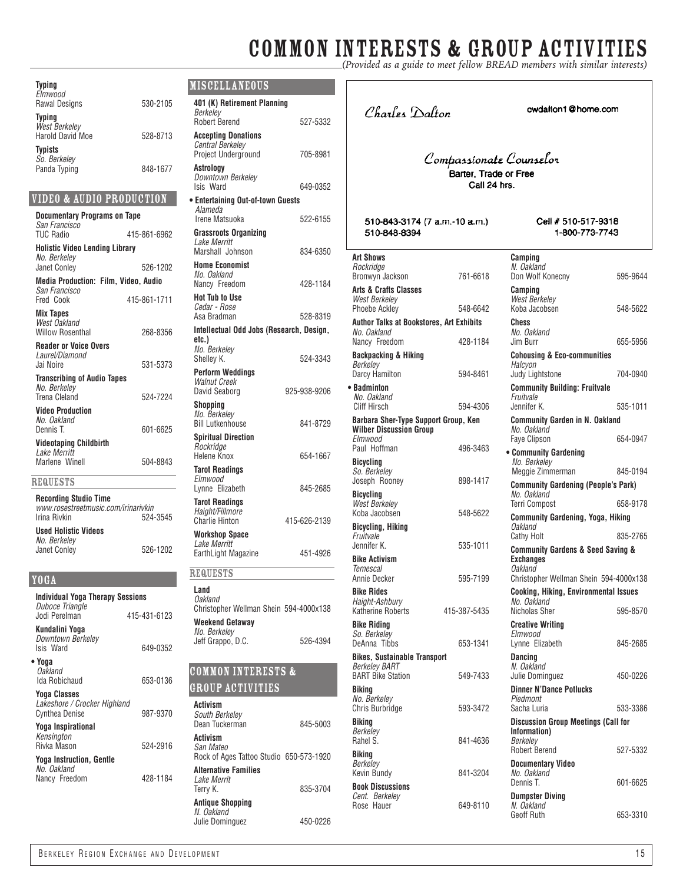# COMMON INTERESTS & GROUP ACTIVITIES

*(Provided as a guide to meet fellow BREAD members with similar interests)*

**Typing**
*Elmwood*
Rawal Designs 530-2105

**Typing**
*West Berkeley*
Harold David Moe 528-8713

**Typists**
*So. Berkeley*
Panda Typing 848-1677

## VIDEO & AUDIO PRODUCTION

**Documentary Programs on Tape**
*San Francisco*
TUC Radio 415-861-6962

**Holistic Video Lending Library**
*No. Berkeley*
Janet Conley 526-1202

**Media Production: Film, Video, Audio**
*San Francisco*
Fred Cook 415-861-1711

**Mix Tapes**
*West Oakland*
Willow Rosenthal 268-8356

**Reader or Voice Overs**
*Laurel/Diamond*
Jai Noire 531-5373

**Transcribing of Audio Tapes**
*No. Berkeley*
Trena Cleland 524-7224

**Video Production**
*No. Oakland*
Dennis T. 601-6625

**Videotaping Childbirth**
*Lake Merritt*
Marlene Winell 504-8843

### REQUESTS

**Recording Studio Time**
*www.rosestreetmusic.com/irinarivkin*
Irina Rivkin 524-3545

**Used Holistic Videos**
*No. Berkeley*
Janet Conley 526-1202

## YOGA

**Individual Yoga Therapy Sessions**
*Duboce Triangle*
Jodi Perelman 415-431-6123

**Kundalini Yoga**
*Downtown Berkeley*
Isis Ward 649-0352

• **Yoga**
*Oakland*
Ida Robichaud 653-0136

**Yoga Classes**
*Lakeshore / Crocker Highland*
Cynthea Denise 987-9370

**Yoga Inspirational**
*Kensington*
Rivka Mason 524-2916

**Yoga Instruction, Gentle**
*No. Oakland*
Nancy Freedom 428-1184

## MISCELLANEOUS

**401 (K) Retirement Planning**
*Berkeley*
Robert Berend 527-5332

**Accepting Donations**
*Central Berkeley*
Project Underground 705-8981

**Astrology**
*Downtown Berkeley*
Isis Ward 649-0352

• **Entertaining Out-of-town Guests**
*Alameda*
Irene Matsuoka 522-6155

**Grassroots Organizing**
*Lake Merritt*
Marshall Johnson 834-6350

**Home Economist**
*No. Oakland*
Nancy Freedom 428-1184

**Hot Tub to Use**
*Cedar - Rose*
Asa Bradman 528-8319

**Intellectual Odd Jobs (Research, Design, etc.)**
*No. Berkeley*
Shelley K. 524-3343

**Perform Weddings**
*Walnut Creek*
David Seaborg 925-938-9206

**Shopping**
*No. Berkeley*
Bill Lutkenhouse 841-8729

**Spiritual Direction**
*Rockridge*
Helene Knox 654-1667

**Tarot Readings**
*Elmwood*
Lynne Elizabeth 845-2685

**Tarot Readings**
*Haight/Fillmore*
Charlie Hinton 415-626-2139

**Workshop Space**
*Lake Merritt*
EarthLight Magazine 451-4926

### REQUESTS

**Land**
*Oakland*
Christopher Wellman Shein 594-4000x138

**Weekend Getaway**
*No. Berkeley*
Jeff Grappo, D.C. 526-4394

## COMMON INTERESTS & GROUP ACTIVITIES

**Activism**
*South Berkeley*
Dean Tuckerman 845-5003

**Activism**
*San Mateo*
Rock of Ages Tattoo Studio 650-573-1920

**Alternative Families**
*Lake Merrit*
Terry K. 835-3704

**Antique Shopping**
*N. Oakland*
Julie Dominguez 450-0226

---

Charles Dalton cwdalton1@home.com

Compassionate Counselor
Barter, Trade or Free
Call 24 hrs.

510-843-3174 (7 a.m.-10 a.m.)
510-848-8394

Cell # 510-517-9318
1-800-773-7743

---

**Art Shows**
*Rockridge*
Bronwyn Jackson 761-6618

**Arts & Crafts Classes**
*West Berkeley*
Phoebe Ackley 548-6642

**Author Talks at Bookstores, Art Exhibits**
*No. Oakland*
Nancy Freedom 428-1184

**Backpacking & Hiking**
*Berkeley*
Darcy Hamilton 594-8461

• **Badminton**
*No. Oakland*
Cliff Hirsch 594-4306

**Barbara Sher-Type Support Group, Ken Wilber Discussion Group**
*Elmwood*
Paul Hoffman 496-3463

**Bicycling**
*So. Berkeley*
Joseph Rooney 898-1417

**Bicycling**
*West Berkeley*
Koba Jacobsen 548-5622

**Bicycling, Hiking**
*Fruitvale*
Jennifer K. 535-1011

**Bike Activism**
*Temescal*
Annie Decker 595-7199

**Bike Rides**
*Haight-Ashbury*
Katherine Roberts 415-387-5435

**Bike Riding**
*So. Berkeley*
DeAnna Tibbs 653-1341

**Bikes, Sustainable Transport**
*Berkeley BART*
BART Bike Station 549-7433

**Biking**
*No. Berkeley*
Chris Burbridge 593-3472

**Biking**
*Berkeley*
Rahel S. 841-4636

**Biking**
*Berkeley*
Kevin Bundy 841-3204

**Book Discussions**
*Cent. Berkeley*
Rose Hauer 649-8110

**Camping**
*N. Oakland*
Don Wolf Konecny 595-9644

**Camping**
*West Berkeley*
Koba Jacobsen 548-5622

**Chess**
*No. Oakland*
Jim Burr 655-5956

**Cohousing & Eco-communities**
*Halcyon*
Judy Lightstone 704-0940

**Community Building: Fruitvale**
*Fruitvale*
Jennifer K. 535-1011

**Community Garden in N. Oakland**
*No. Oakland*
Faye Clipson 654-0947

• **Community Gardening**
*No. Berkeley*
Meggie Zimmerman 845-0194

**Community Gardening (People's Park)**
*No. Oakland*
Terri Compost 658-9178

**Community Gardening, Yoga, Hiking**
*Oakland*
Cathy Holt 835-2765

**Community Gardens & Seed Saving & Exchanges**
*Oakland*
Christopher Wellman Shein 594-4000x138

**Cooking, Hiking, Environmental Issues**
*No. Oakland*
Nicholas Sher 595-8570

**Creative Writing**
*Elmwood*
Lynne Elizabeth 845-2685

**Dancing**
*N. Oakland*
Julie Dominguez 450-0226

**Dinner N'Dance Potlucks**
*Piedmont*
Sacha Luria 533-3386

**Discussion Group Meetings (Call for Information)**
*Berkeley*
Robert Berend 527-5332

**Documentary Video**
*No. Oakland*
Dennis T. 601-6625

**Dumpster Diving**
*N. Oakland*
Geoff Ruth 653-3310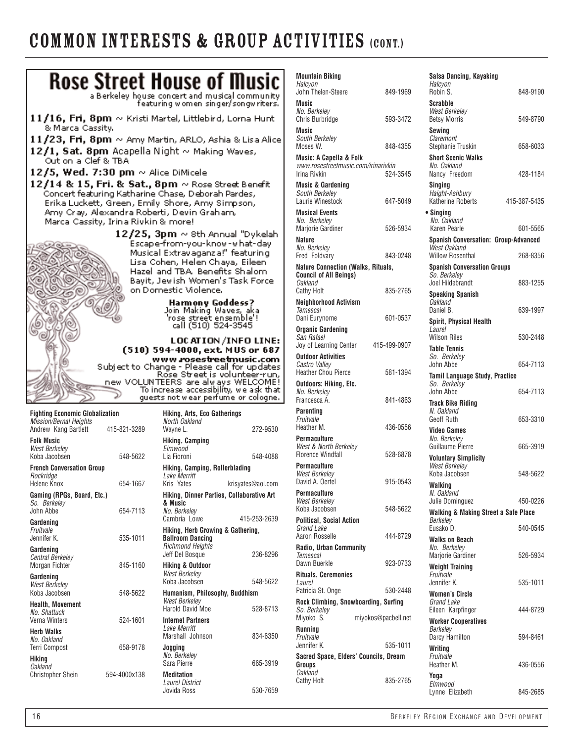# COMMON INTERESTS & GROUP ACTIVITIES (CONT.)

## Rose Street House of Music

a Berkeley house concert and musical community featuring women singer/songwriters.

**11/16, Fri, 8pm** ~ Kristi Martel, Littlebird, Lorna Hunt & Marca Cassity.

**11/23, Fri, 8pm** ~ Amy Martin, ARLO, Ashia & Lisa Alice

**12/1, Sat. 8pm** Acapella Night ~ Making Waves, Out on a Clef & TBA

**12/5, Wed. 7:30 pm** ~ Alice DiMicele

**12/14 & 15, Fri. & Sat., 8pm** ~ Rose Street Benefit Concert featuring Katharine Chase, Deborah Pardes, Erika Luckett, Green, Emily Shore, Amy Simpson, Amy Cray, Alexandra Roberti, Devin Graham, Marca Cassity, Irina Rivkin & more!

**12/25, 3pm** ~ 8th Annual "Dykelah Escape-from-you-know-what-day Musical Extravaganza!" featuring Lisa Cohen, Helen Chaya, Eileen Hazel and TBA. Benefits Shalom Bayit, Jewish Women's Task Force on Domestic Violence.

**Harmony Goddess?** Join Making Waves, aka 'rose street ensemble'! call (510) 524-3545

**LOCATION/INFO LINE: (510) 594-4000, ext. MUS or 687**

**www.rosestreetmusic.com**

Subject to Change - Please call for updates. Rose Street is volunteer-run, new VOLUNTEERS are always WELCOME! To increase accessibility, we ask that guests not wear perfume or cologne.

**Fighting Economic Globalization**
*Mission/Bernal Heights*
Andrew Kang Bartlett 415-821-3289

**Folk Music**
*West Berkeley*
Koba Jacobsen 548-5622

**French Conversation Group**
*Rockridge*
Helene Knox 654-1667

**Gaming (RPGs, Board, Etc.)**
*So. Berkeley*
John Abbe 654-7113

**Gardening**
*Fruitvale*
Jennifer K. 535-1011

**Gardening**
*Central Berkeley*
Morgan Fichter 845-1160

**Gardening**
*West Berkeley*
Koba Jacobsen 548-5622

**Health, Movement**
*No. Shattuck*
Verna Winters 524-1601

**Herb Walks**
*No. Oakland*
Terri Compost 658-9178

**Hiking**
*Oakland*
Christopher Shein 594-4000x138

**Hiking, Arts, Eco Gatherings**
*North Oakland*
Wayne L. 272-9530

**Hiking, Camping**
*Elmwood*
Lia Fioroni 548-4088

**Hiking, Camping, Rollerblading**
*Lake Merritt*
Kris Yates krisyates@aol.com

**Hiking, Dinner Parties, Collaborative Art & Music**
*No. Berkeley*
Cambria Lowe 415-253-2639

**Hiking, Herb Growing & Gathering, Ballroom Dancing**
*Richmond Heights*
Jeff Del Bosque 236-8296

**Hiking & Outdoor**
*West Berkeley*
Koba Jacobsen 548-5622

**Humanism, Philosophy, Buddhism**
*West Berkeley*
Harold David Moe 528-8713

**Internet Partners**
*Lake Merritt*
Marshall Johnson 834-6350

**Jogging**
*No. Berkeley*
Sara Pierre 665-3919

**Meditation**
*Laurel District*
Jovida Ross 530-7659

**Mountain Biking**
*Halcyon*
John Thelen-Steere 849-1969

**Music**
*No. Berkeley*
Chris Burbridge 593-3472

**Music**
*South Berkeley*
Moses W. 848-4355

**Music: A Capella & Folk**
*www.rosestreetmusic.com/irinarivkin*
Irina Rivkin 524-3545

**Music & Gardening**
*South Berkeley*
Laurie Winestock 647-5049

**Musical Events**
*No. Berkeley*
Marjorie Gardiner 526-5934

**Nature**
*No. Berkeley*
Fred Foldvary 843-0248

**Nature Connection (Walks, Rituals, Council of All Beings)**
*Oakland*
Cathy Holt 835-2765

**Neighborhood Activism**
*Temescal*
Dani Eurynome 601-0537

**Organic Gardening**
*San Rafael*
Joy of Learning Center 415-499-0907

**Outdoor Activities**
*Castro Valley*
Heather Chou Pierce 581-1394

**Outdoors: Hiking, Etc.**
*No. Berkeley*
Francesca A. 841-4863

**Parenting**
*Fruitvale*
Heather M. 436-0556

**Permaculture**
*West & North Berkeley*
Florence Windfall 528-6878

**Permaculture**
*West Berkeley*
David A. Oertel 915-0543

**Permaculture**
*West Berkeley*
Koba Jacobsen 548-5622

**Political, Social Action**
*Grand Lake*
Aaron Rosselle 444-8729

**Radio, Urban Community**
*Temescal*
Dawn Buerkle 923-0733

**Rituals, Ceremonies**
*Laurel*
Patricia St. Onge 530-2448

**Rock Climbing, Snowboarding, Surfing**
*So. Berkeley*
Miyoko S. miyokos@pacbell.net

**Running**
*Fruitvale*
Jennifer K. 535-1011

**Sacred Space, Elders' Councils, Dream Groups**
*Oakland*
Cathy Holt 835-2765

**Salsa Dancing, Kayaking**
*Halcyon*
Robin S. 848-9190

**Scrabble**
*West Berkeley*
Betsy Morris 549-8790

**Sewing**
*Claremont*
Stephanie Truskin 658-6033

**Short Scenic Walks**
*No. Oakland*
Nancy Freedom 428-1184

**Singing**
*Haight-Ashbury*
Katherine Roberts 415-387-5435

• **Singing**
*No. Oakland*
Karen Pearle 601-5565

**Spanish Conversation: Group-Advanced**
*West Oakland*
Willow Rosenthal 268-8356

**Spanish Conversation Groups**
*So. Berkeley*
Joel Hildebrandt 883-1255

**Speaking Spanish**
*Oakland*
Daniel B. 639-1997

**Spirit, Physical Health**
*Laurel*
Wilson Riles 530-2448

**Table Tennis**
*So. Berkeley*
John Abbe 654-7113

**Tamil Language Study, Practice**
*So. Berkeley*
John Abbe 654-7113

**Track Bike Riding**
*N. Oakland*
Geoff Ruth 653-3310

**Video Games**
*No. Berkeley*
Guillaume Pierre 665-3919

**Voluntary Simplicity**
*West Berkeley*
Koba Jacobsen 548-5622

**Walking**
*N. Oakland*
Julie Dominguez 450-0226

**Walking & Making Street a Safe Place**
*Berkeley*
Eusako D. 540-0545

**Walks on Beach**
*No. Berkeley*
Marjorie Gardiner 526-5934

**Weight Training**
*Fruitvale*
Jennifer K. 535-1011

**Women's Circle**
*Grand Lake*
Eileen Karpfinger 444-8729

**Worker Cooperatives**
*Berkeley*
Darcy Hamilton 594-8461

**Writing**
*Fruitvale*
Heather M. 436-0556

**Yoga**
*Elmwood*
Lynne Elizabeth 845-2685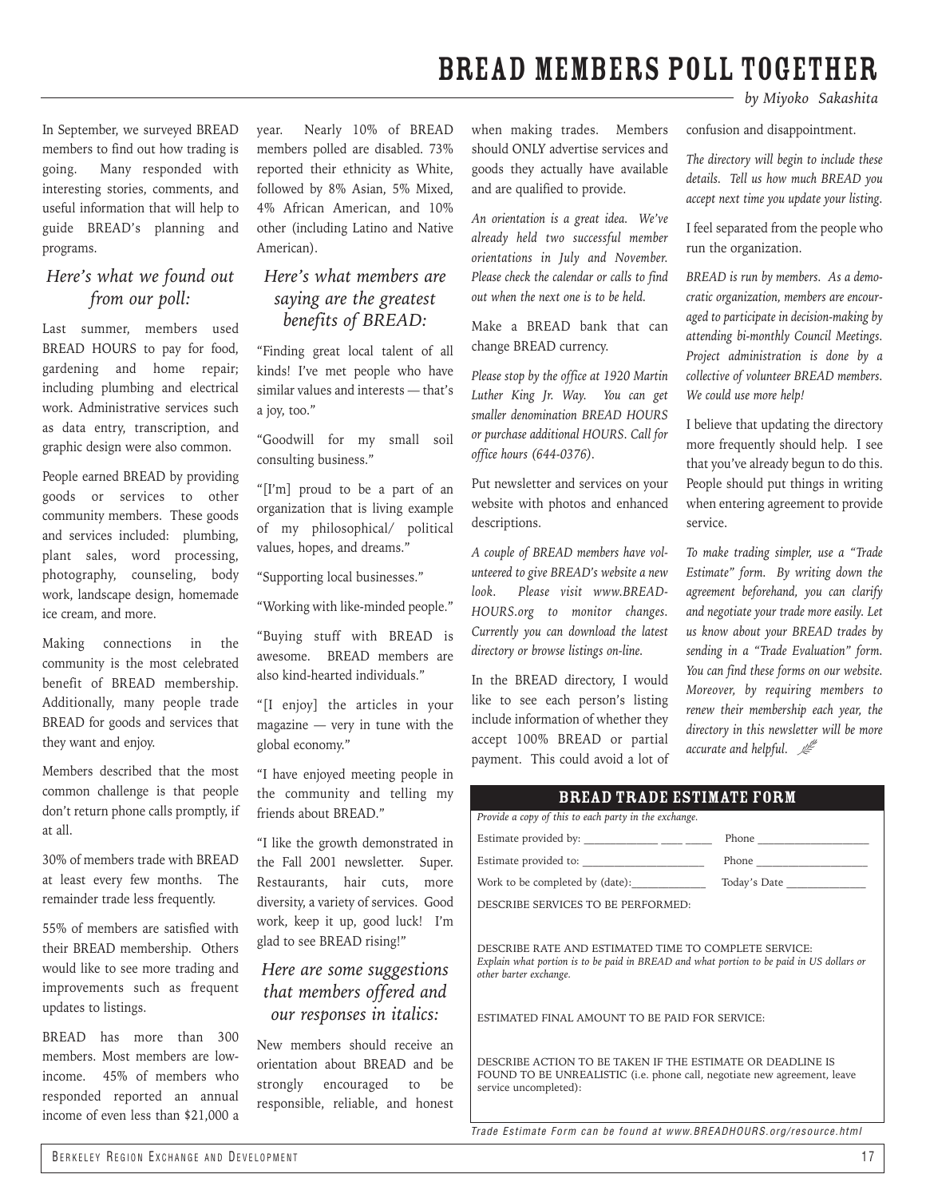# BREAD MEMBERS POLL TOGETHER

*by Miyoko Sakashita*

In September, we surveyed BREAD members to find out how trading is going. Many responded with interesting stories, comments, and useful information that will help to guide BREAD's planning and programs.

## *Here's what we found out from our poll:*

Last summer, members used BREAD HOURS to pay for food, gardening and home repair; including plumbing and electrical work. Administrative services such as data entry, transcription, and graphic design were also common.

People earned BREAD by providing goods or services to other community members. These goods and services included: plumbing, plant sales, word processing, photography, counseling, body work, landscape design, homemade ice cream, and more.

Making connections in the community is the most celebrated benefit of BREAD membership. Additionally, many people trade BREAD for goods and services that they want and enjoy.

Members described that the most common challenge is that people don't return phone calls promptly, if at all.

30% of members trade with BREAD at least every few months. The remainder trade less frequently.

55% of members are satisfied with their BREAD membership. Others would like to see more trading and improvements such as frequent updates to listings.

BREAD has more than 300 members. Most members are low-income. 45% of members who responded reported an annual income of even less than $21,000 a year. Nearly 10% of BREAD members polled are disabled. 73% reported their ethnicity as White, followed by 8% Asian, 5% Mixed, 4% African American, and 10% other (including Latino and Native American).

## *Here's what members are saying are the greatest benefits of BREAD:*

"Finding great local talent of all kinds! I've met people who have similar values and interests — that's a joy, too."

"Goodwill for my small soil consulting business."

"[I'm] proud to be a part of an organization that is living example of my philosophical/ political values, hopes, and dreams."

"Supporting local businesses."

"Working with like-minded people."

"Buying stuff with BREAD is awesome. BREAD members are also kind-hearted individuals."

"[I enjoy] the articles in your magazine — very in tune with the global economy."

"I have enjoyed meeting people in the community and telling my friends about BREAD."

"I like the growth demonstrated in the Fall 2001 newsletter. Super. Restaurants, hair cuts, more diversity, a variety of services. Good work, keep it up, good luck! I'm glad to see BREAD rising!"

## *Here are some suggestions that members offered and our responses in italics:*

New members should receive an orientation about BREAD and be strongly encouraged to be responsible, reliable, and honest when making trades. Members should ONLY advertise services and goods they actually have available and are qualified to provide.

*An orientation is a great idea. We've already held two successful member orientations in July and November. Please check the calendar or calls to find out when the next one is to be held.*

Make a BREAD bank that can change BREAD currency.

*Please stop by the office at 1920 Martin Luther King Jr. Way. You can get smaller denomination BREAD HOURS or purchase additional HOURS. Call for office hours (644-0376).*

Put newsletter and services on your website with photos and enhanced descriptions.

*A couple of BREAD members have volunteered to give BREAD's website a new look. Please visit www.BREAD-HOURS.org to monitor changes. Currently you can download the latest directory or browse listings on-line.*

In the BREAD directory, I would like to see each person's listing include information of whether they accept 100% BREAD or partial payment. This could avoid a lot of confusion and disappointment.

*The directory will begin to include these details. Tell us how much BREAD you accept next time you update your listing.*

I feel separated from the people who run the organization.

*BREAD is run by members. As a democratic organization, members are encouraged to participate in decision-making by attending bi-monthly Council Meetings. Project administration is done by a collective of volunteer BREAD members. We could use more help!*

I believe that updating the directory more frequently should help. I see that you've already begun to do this. People should put things in writing when entering agreement to provide service.

*To make trading simpler, use a "Trade Estimate" form. By writing down the agreement beforehand, you can clarify and negotiate your trade more easily. Let us know about your BREAD trades by sending in a "Trade Evaluation" form. You can find these forms on our website. Moreover, by requiring members to renew their membership each year, the directory in this newsletter will be more accurate and helpful.*

## BREAD TRADE ESTIMATE FORM

*Provide a copy of this to each party in the exchange.*

Estimate provided by: ____________ ____ _____ Phone ____________________

Estimate provided to: ____________________ Phone ____________________

Work to be completed by (date):____________ Today's Date ______________

DESCRIBE SERVICES TO BE PERFORMED:

DESCRIBE RATE AND ESTIMATED TIME TO COMPLETE SERVICE:
*Explain what portion is to be paid in BREAD and what portion to be paid in US dollars or other barter exchange.*

ESTIMATED FINAL AMOUNT TO BE PAID FOR SERVICE:

DESCRIBE ACTION TO BE TAKEN IF THE ESTIMATE OR DEADLINE IS FOUND TO BE UNREALISTIC (i.e. phone call, negotiate new agreement, leave service uncompleted):

*Trade Estimate Form can be found at www.BREADHOURS.org/resource.html*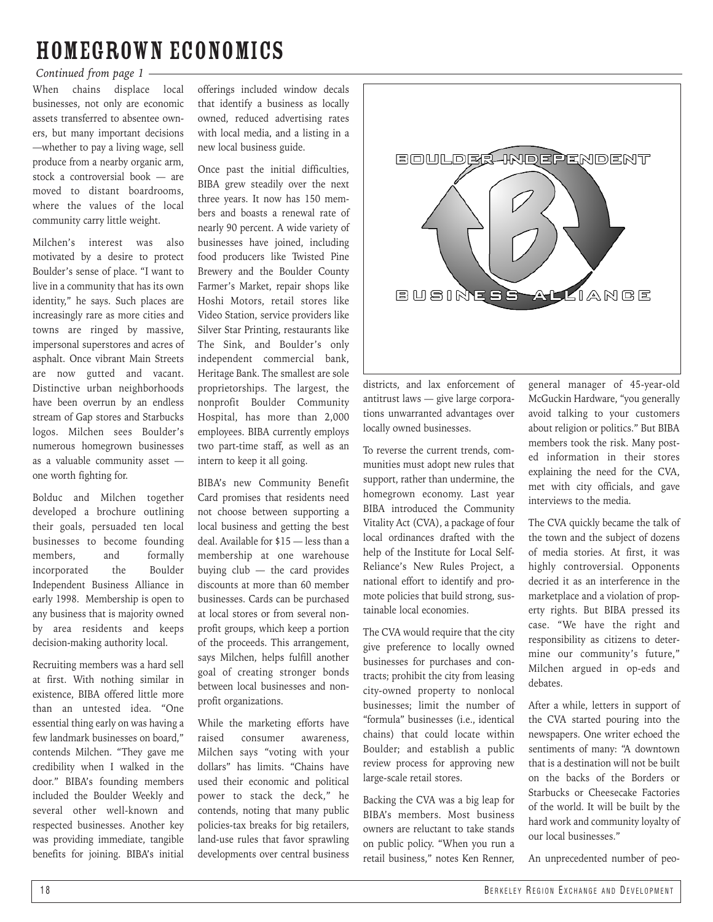# HOMEGROWN ECONOMICS

*Continued from page 1*

When chains displace local businesses, not only are economic assets transferred to absentee owners, but many important decisions —whether to pay a living wage, sell produce from a nearby organic arm, stock a controversial book — are moved to distant boardrooms, where the values of the local community carry little weight.

Milchen's interest was also motivated by a desire to protect Boulder's sense of place. "I want to live in a community that has its own identity," he says. Such places are increasingly rare as more cities and towns are ringed by massive, impersonal superstores and acres of asphalt. Once vibrant Main Streets are now gutted and vacant. Distinctive urban neighborhoods have been overrun by an endless stream of Gap stores and Starbucks logos. Milchen sees Boulder's numerous homegrown businesses as a valuable community asset — one worth fighting for.

Bolduc and Milchen together developed a brochure outlining their goals, persuaded ten local businesses to become founding members, and formally incorporated the Boulder Independent Business Alliance in early 1998. Membership is open to any business that is majority owned by area residents and keeps decision-making authority local.

Recruiting members was a hard sell at first. With nothing similar in existence, BIBA offered little more than an untested idea. "One essential thing early on was having a few landmark businesses on board," contends Milchen. "They gave me credibility when I walked in the door." BIBA's founding members included the Boulder Weekly and several other well-known and respected businesses. Another key was providing immediate, tangible benefits for joining. BIBA's initial offerings included window decals that identify a business as locally owned, reduced advertising rates with local media, and a listing in a new local business guide.

Once past the initial difficulties, BIBA grew steadily over the next three years. It now has 150 members and boasts a renewal rate of nearly 90 percent. A wide variety of businesses have joined, including food producers like Twisted Pine Brewery and the Boulder County Farmer's Market, repair shops like Hoshi Motors, retail stores like Video Station, service providers like Silver Star Printing, restaurants like The Sink, and Boulder's only independent commercial bank, Heritage Bank. The smallest are sole proprietorships. The largest, the nonprofit Boulder Community Hospital, has more than 2,000 employees. BIBA currently employs two part-time staff, as well as an intern to keep it all going.

BIBA's new Community Benefit Card promises that residents need not choose between supporting a local business and getting the best deal. Available for $15 — less than a membership at one warehouse buying club — the card provides discounts at more than 60 member businesses. Cards can be purchased at local stores or from several nonprofit groups, which keep a portion of the proceeds. This arrangement, says Milchen, helps fulfill another goal of creating stronger bonds between local businesses and nonprofit organizations.

While the marketing efforts have raised consumer awareness, Milchen says "voting with your dollars" has limits. "Chains have used their economic and political power to stack the deck," he contends, noting that many public policies-tax breaks for big retailers, land-use rules that favor sprawling developments over central business districts, and lax enforcement of antitrust laws — give large corporations unwarranted advantages over locally owned businesses.

To reverse the current trends, communities must adopt new rules that support, rather than undermine, the homegrown economy. Last year BIBA introduced the Community Vitality Act (CVA), a package of four local ordinances drafted with the help of the Institute for Local Self-Reliance's New Rules Project, a national effort to identify and promote policies that build strong, sustainable local economies.

The CVA would require that the city give preference to locally owned businesses for purchases and contracts; prohibit the city from leasing city-owned property to nonlocal businesses; limit the number of "formula" businesses (i.e., identical chains) that could locate within Boulder; and establish a public review process for approving new large-scale retail stores.

Backing the CVA was a big leap for BIBA's members. Most business owners are reluctant to take stands on public policy. "When you run a retail business," notes Ken Renner, general manager of 45-year-old McGuckin Hardware, "you generally avoid talking to your customers about religion or politics." But BIBA members took the risk. Many posted information in their stores explaining the need for the CVA, met with city officials, and gave interviews to the media.

The CVA quickly became the talk of the town and the subject of dozens of media stories. At first, it was highly controversial. Opponents decried it as an interference in the marketplace and a violation of property rights. But BIBA pressed its case. "We have the right and responsibility as citizens to determine our community's future," Milchen argued in op-eds and debates.

After a while, letters in support of the CVA started pouring into the newspapers. One writer echoed the sentiments of many: "A downtown that is a destination will not be built on the backs of the Borders or Starbucks or Cheesecake Factories of the world. It will be built by the hard work and community loyalty of our local businesses."

An unprecedented number of peo-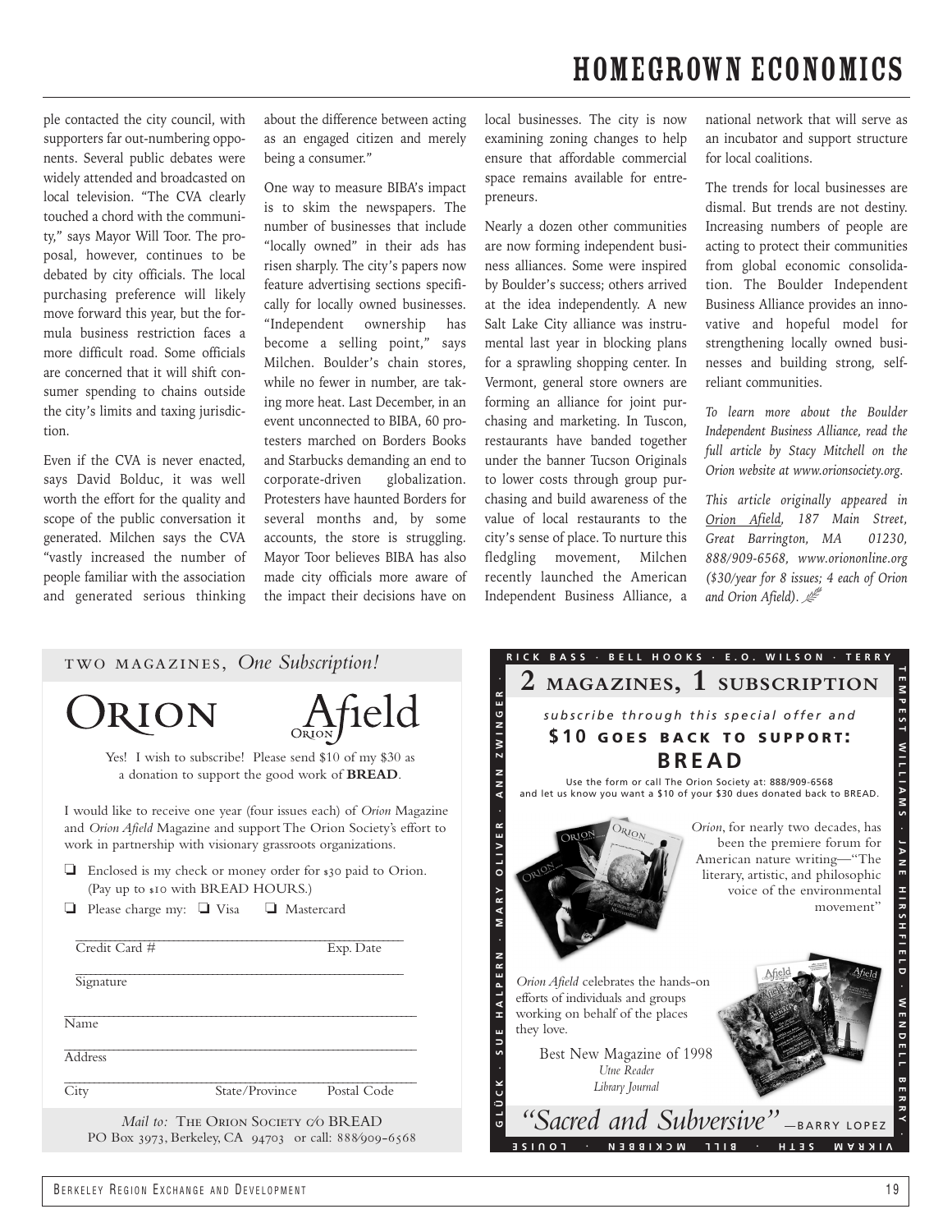ple contacted the city council, with supporters far out-numbering opponents. Several public debates were widely attended and broadcasted on local television. "The CVA clearly touched a chord with the community," says Mayor Will Toor. The proposal, however, continues to be debated by city officials. The local purchasing preference will likely move forward this year, but the formula business restriction faces a more difficult road. Some officials are concerned that it will shift consumer spending to chains outside the city's limits and taxing jurisdiction.

Even if the CVA is never enacted, says David Bolduc, it was well worth the effort for the quality and scope of the public conversation it generated. Milchen says the CVA "vastly increased the number of people familiar with the association and generated serious thinking about the difference between acting as an engaged citizen and merely being a consumer."

One way to measure BIBA's impact is to skim the newspapers. The number of businesses that include "locally owned" in their ads has risen sharply. The city's papers now feature advertising sections specifically for locally owned businesses. "Independent ownership has become a selling point," says Milchen. Boulder's chain stores, while no fewer in number, are taking more heat. Last December, in an event unconnected to BIBA, 60 protesters marched on Borders Books and Starbucks demanding an end to corporate-driven globalization. Protesters have haunted Borders for several months and, by some accounts, the store is struggling. Mayor Toor believes BIBA has also made city officials more aware of the impact their decisions have on local businesses. The city is now examining zoning changes to help ensure that affordable commercial space remains available for entrepreneurs.

Nearly a dozen other communities are now forming independent business alliances. Some were inspired by Boulder's success; others arrived at the idea independently. A new Salt Lake City alliance was instrumental last year in blocking plans for a sprawling shopping center. In Vermont, general store owners are forming an alliance for joint purchasing and marketing. In Tuscon, restaurants have banded together under the banner Tucson Originals to lower costs through group purchasing and build awareness of the value of local restaurants to the city's sense of place. To nurture this fledgling movement, Milchen recently launched the American Independent Business Alliance, a national network that will serve as an incubator and support structure for local coalitions.

The trends for local businesses are dismal. But trends are not destiny. Increasing numbers of people are acting to protect their communities from global economic consolidation. The Boulder Independent Business Alliance provides an innovative and hopeful model for strengthening locally owned businesses and building strong, self-reliant communities.

*To learn more about the Boulder Independent Business Alliance, read the full article by Stacy Mitchell on the Orion website at www.orionsociety.org.*

*This article originally appeared in Orion Afield, 187 Main Street, Great Barrington, MA 01230, 888/909-6568, www.oriononline.org ($30/year for 8 issues; 4 each of Orion and Orion Afield).*

---

TWO MAGAZINES, *One Subscription!*

ORION Afield

Yes! I wish to subscribe! Please send $10 of my $30 as a donation to support the good work of **BREAD**.

I would like to receive one year (four issues each) of *Orion* Magazine and *Orion Afield* Magazine and support The Orion Society's effort to work in partnership with visionary grassroots organizations.

- ❏ Enclosed is my check or money order for $30 paid to Orion. (Pay up to $10 with BREAD HOURS.)
- ❏ Please charge my: ❏ Visa ❏ Mastercard

Credit Card # ____________ Exp. Date ____________

Signature ____________

Name ____________

Address ____________

City ____________ State/Province ____________ Postal Code ____________

*Mail to:* THE ORION SOCIETY c/o BREAD
PO Box 3973, Berkeley, CA 94703 or call: 888/909-6568

---

RICK BASS · BELL HOOKS · E.O. WILSON · TERRY TEMPEST WILLIAMS · JANE HIRSHFIELD · WENDELL BERRY · VIKRAM SETH · BILL MCKIBBEN · LOUISE GLUCK · SUE HALPERN · MARY OLIVER · ANN ZWINGER ·

## 2 MAGAZINES, 1 SUBSCRIPTION

*subscribe through this special offer and*

**$10 GOES BACK TO SUPPORT:**

**BREAD**

Use the form or call The Orion Society at: 888/909-6568
and let us know you want a $10 of your $30 dues donated back to BREAD.

*Orion*, for nearly two decades, has been the premiere forum for American nature writing—"The literary, artistic, and philosophic voice of the environmental movement"

*Orion Afield* celebrates the hands-on efforts of individuals and groups working on behalf of the places they love.

Best New Magazine of 1998
*Utne Reader*
*Library Journal*

*"Sacred and Subversive"* —BARRY LOPEZ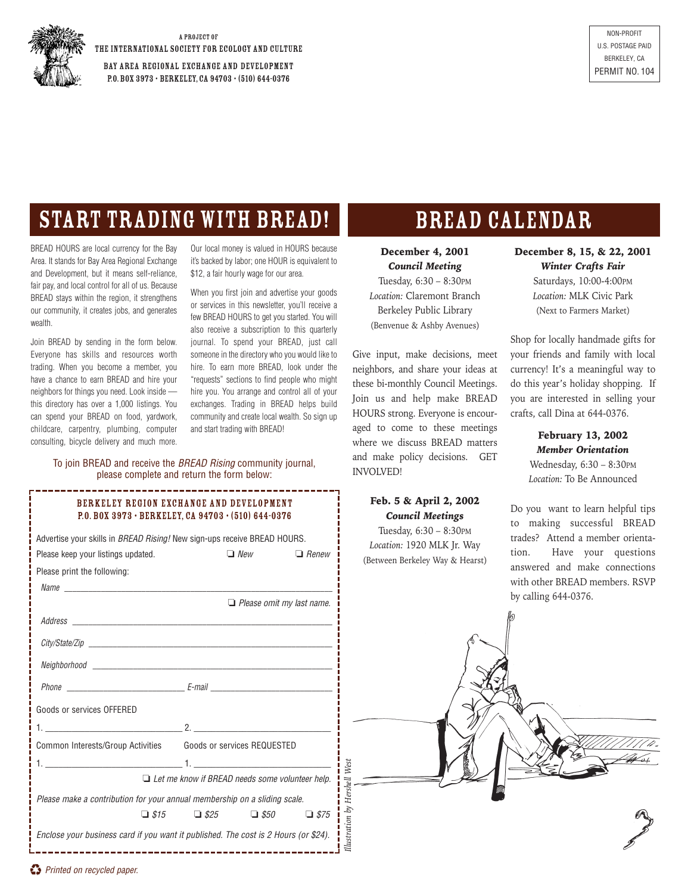A PROJECT OF
THE INTERNATIONAL SOCIETY FOR ECOLOGY AND CULTURE

BAY AREA REGIONAL EXCHANGE AND DEVELOPMENT
P.O. BOX 3973 • BERKELEY, CA 94703 • (510) 644-0376

NON-PROFIT
U.S. POSTAGE PAID
BERKELEY, CA
PERMIT NO. 104

## START TRADING WITH BREAD!

BREAD HOURS are local currency for the Bay Area. It stands for Bay Area Regional Exchange and Development, but it means self-reliance, fair pay, and local control for all of us. Because BREAD stays within the region, it strengthens our community, it creates jobs, and generates wealth.

Join BREAD by sending in the form below. Everyone has skills and resources worth trading. When you become a member, you have a chance to earn BREAD and hire your neighbors for things you need. Look inside — this directory has over a 1,000 listings. You can spend your BREAD on food, yardwork, childcare, carpentry, plumbing, computer consulting, bicycle delivery and much more.

Our local money is valued in HOURS because it's backed by labor; one HOUR is equivalent to $12, a fair hourly wage for our area.

When you first join and advertise your goods or services in this newsletter, you'll receive a few BREAD HOURS to get you started. You will also receive a subscription to this quarterly journal. To spend your BREAD, just call someone in the directory who you would like to hire. To earn more BREAD, look under the "requests" sections to find people who might hire you. You arrange and control all of your exchanges. Trading in BREAD helps build community and create local wealth. So sign up and start trading with BREAD!

To join BREAD and receive the *BREAD Rising* community journal, please complete and return the form below:

**BERKELEY REGION EXCHANGE AND DEVELOPMENT**
**P.O. BOX 3973 • BERKELEY, CA 94703 • (510) 644-0376**

Advertise your skills in *BREAD Rising!* New sign-ups receive BREAD HOURS.

Please keep your listings updated. ❑ *New* ❑ *Renew*

Please print the following:

*Name* ______________________

❑ *Please omit my last name.*

*Address* ______________________

*City/State/Zip* ______________________

*Neighborhood* ______________________

*Phone* ______________ *E-mail* ______________

Goods or services OFFERED

1. ______________ 2. ______________

Common Interests/Group Activities ______________ Goods or services REQUESTED

1. ______________ 1. ______________

❑ *Let me know if BREAD needs some volunteer help.*

*Please make a contribution for your annual membership on a sliding scale.*

❑ *$15* ❑ *$25* ❑ *$50* ❑ *$75*

*Enclose your business card if you want it published. The cost is 2 Hours (or $24).*

## BREAD CALENDAR

**December 4, 2001**
***Council Meeting***
Tuesday, 6:30 – 8:30PM
*Location:* Claremont Branch Berkeley Public Library
(Benvenue & Ashby Avenues)

Give input, make decisions, meet neighbors, and share your ideas at these bi-monthly Council Meetings. Join us and help make BREAD HOURS strong. Everyone is encouraged to come to these meetings where we discuss BREAD matters and make policy decisions. GET INVOLVED!

**Feb. 5 & April 2, 2002**
***Council Meetings***
Tuesday, 6:30 – 8:30PM
*Location:* 1920 MLK Jr. Way
(Between Berkeley Way & Hearst)

**December 8, 15, & 22, 2001**
***Winter Crafts Fair***
Saturdays, 10:00-4:00PM
*Location:* MLK Civic Park
(Next to Farmers Market)

Shop for locally handmade gifts for your friends and family with local currency! It's a meaningful way to do this year's holiday shopping. If you are interested in selling your crafts, call Dina at 644-0376.

**February 13, 2002**
***Member Orientation***
Wednesday, 6:30 – 8:30PM
*Location:* To Be Announced

Do you want to learn helpful tips to making successful BREAD trades? Attend a member orientation. Have your questions answered and make connections with other BREAD members. RSVP by calling 644-0376.

*Illustration by Hershell West*

*Printed on recycled paper.*